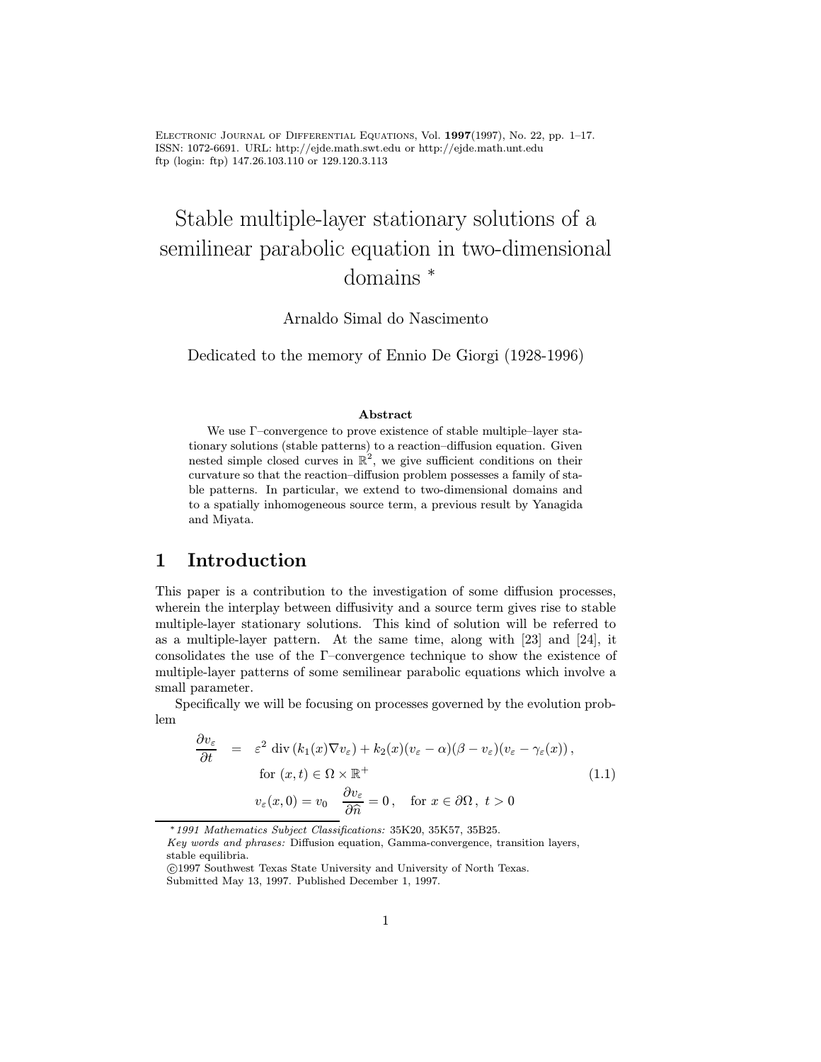# Stable multiple-layer stationary solutions of a semilinear parabolic equation in two-dimensional domains *

Arnaldo Simal do Nascimento

Dedicated to the memory of Ennio De Giorgi (1928-1996)

### Abstract

We use Γ–convergence to prove existence of stable multiple–layer stationary solutions (stable patterns) to a reaction–diffusion equation. Given nested simple closed curves in $\mathbb{R}^2$, we give sufficient conditions on their curvature so that the reaction–diffusion problem possesses a family of stable patterns. In particular, we extend to two-dimensional domains and to a spatially inhomogeneous source term, a previous result by Yanagida and Miyata.

## 1 Introduction

This paper is a contribution to the investigation of some diffusion processes, wherein the interplay between diffusivity and a source term gives rise to stable multiple-layer stationary solutions. This kind of solution will be referred to as a multiple-layer pattern. At the same time, along with [23] and [24], it consolidates the use of the Γ–convergence technique to show the existence of multiple-layer patterns of some semilinear parabolic equations which involve a small parameter.

Specifically we will be focusing on processes governed by the evolution problem

$$
\begin{aligned}
\frac{\partial v_\varepsilon}{\partial t} &= \varepsilon^2 \operatorname{div}(k_1(x)\nabla v_\varepsilon) + k_2(x)(v_\varepsilon - \alpha)(\beta - v_\varepsilon)(v_\varepsilon - \gamma_\varepsilon(x)), \\
&\quad \text{for } (x,t) \in \Omega \times \mathbb{R}^+ \\
&\quad v_\varepsilon(x,0) = v_0 \quad \frac{\partial v_\varepsilon}{\partial \widehat{n}} = 0, \quad \text{for } x \in \partial\Omega,\ t > 0
\end{aligned}
\tag{1.1}
$$

---

*1991 Mathematics Subject Classifications: 35K20, 35K57, 35B25.
*Key words and phrases:* Diffusion equation, Gamma-convergence, transition layers, stable equilibria.
©1997 Southwest Texas State University and University of North Texas.
Submitted May 13, 1997. Published December 1, 1997.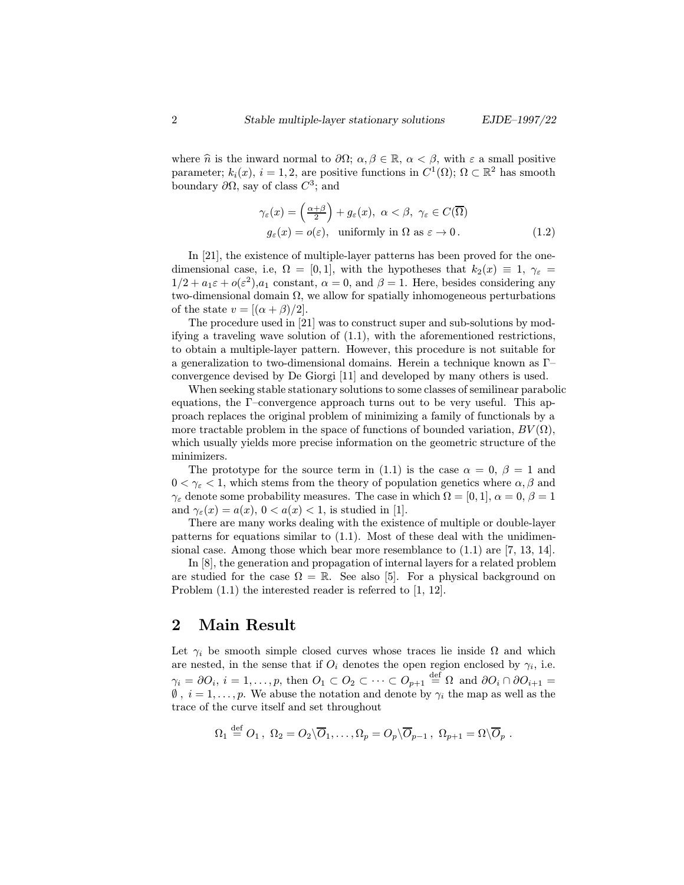where $\widehat{n}$ is the inward normal to $\partial\Omega$; $\alpha, \beta \in \mathbb{R}$, $\alpha < \beta$, with $\varepsilon$ a small positive parameter; $k_i(x)$, $i = 1, 2$, are positive functions in $C^1(\Omega)$; $\Omega \subset \mathbb{R}^2$ has smooth boundary $\partial\Omega$, say of class $C^3$; and

$$
\begin{aligned}
\gamma_\varepsilon(x) &= \left(\tfrac{\alpha+\beta}{2}\right) + g_\varepsilon(x),\ \alpha < \beta,\ \gamma_\varepsilon \in C(\overline{\Omega}) \\
g_\varepsilon(x) &= o(\varepsilon), \quad \text{uniformly in } \Omega \text{ as } \varepsilon \to 0\,.
\end{aligned} \tag{1.2}
$$

In [21], the existence of multiple-layer patterns has been proved for the one-dimensional case, i.e, $\Omega = [0, 1]$, with the hypotheses that $k_2(x) \equiv 1$, $\gamma_\varepsilon = 1/2 + a_1\varepsilon + o(\varepsilon^2)$, $a_1$ constant, $\alpha = 0$, and $\beta = 1$. Here, besides considering any two-dimensional domain $\Omega$, we allow for spatially inhomogeneous perturbations of the state $v = [(\alpha + \beta)/2]$.

The procedure used in [21] was to construct super and sub-solutions by modifying a traveling wave solution of (1.1), with the aforementioned restrictions, to obtain a multiple-layer pattern. However, this procedure is not suitable for a generalization to two-dimensional domains. Herein a technique known as $\Gamma$–convergence devised by De Giorgi [11] and developed by many others is used.

When seeking stable stationary solutions to some classes of semilinear parabolic equations, the $\Gamma$–convergence approach turns out to be very useful. This approach replaces the original problem of minimizing a family of functionals by a more tractable problem in the space of functions of bounded variation, $BV(\Omega)$, which usually yields more precise information on the geometric structure of the minimizers.

The prototype for the source term in (1.1) is the case $\alpha = 0$, $\beta = 1$ and $0 < \gamma_\varepsilon < 1$, which stems from the theory of population genetics where $\alpha, \beta$ and $\gamma_\varepsilon$ denote some probability measures. The case in which $\Omega = [0, 1]$, $\alpha = 0$, $\beta = 1$ and $\gamma_\varepsilon(x) = a(x)$, $0 < a(x) < 1$, is studied in [1].

There are many works dealing with the existence of multiple or double-layer patterns for equations similar to (1.1). Most of these deal with the unidimensional case. Among those which bear more resemblance to (1.1) are [7, 13, 14].

In [8], the generation and propagation of internal layers for a related problem are studied for the case $\Omega = \mathbb{R}$. See also [5]. For a physical background on Problem (1.1) the interested reader is referred to [1, 12].

## 2 Main Result

Let $\gamma_i$ be smooth simple closed curves whose traces lie inside $\Omega$ and which are nested, in the sense that if $O_i$ denotes the open region enclosed by $\gamma_i$, i.e. $\gamma_i = \partial O_i$, $i = 1, \ldots, p$, then $O_1 \subset O_2 \subset \cdots \subset O_{p+1} \stackrel{\text{def}}{=} \Omega$ and $\partial O_i \cap \partial O_{i+1} = \emptyset$ , $i = 1, \ldots, p$. We abuse the notation and denote by $\gamma_i$ the map as well as the trace of the curve itself and set throughout

$$
\Omega_1 \stackrel{\text{def}}{=} O_1\,,\ \Omega_2 = O_2 \backslash \overline{O}_1, \ldots, \Omega_p = O_p \backslash \overline{O}_{p-1}\,,\ \Omega_{p+1} = \Omega \backslash \overline{O}_p\ .
$$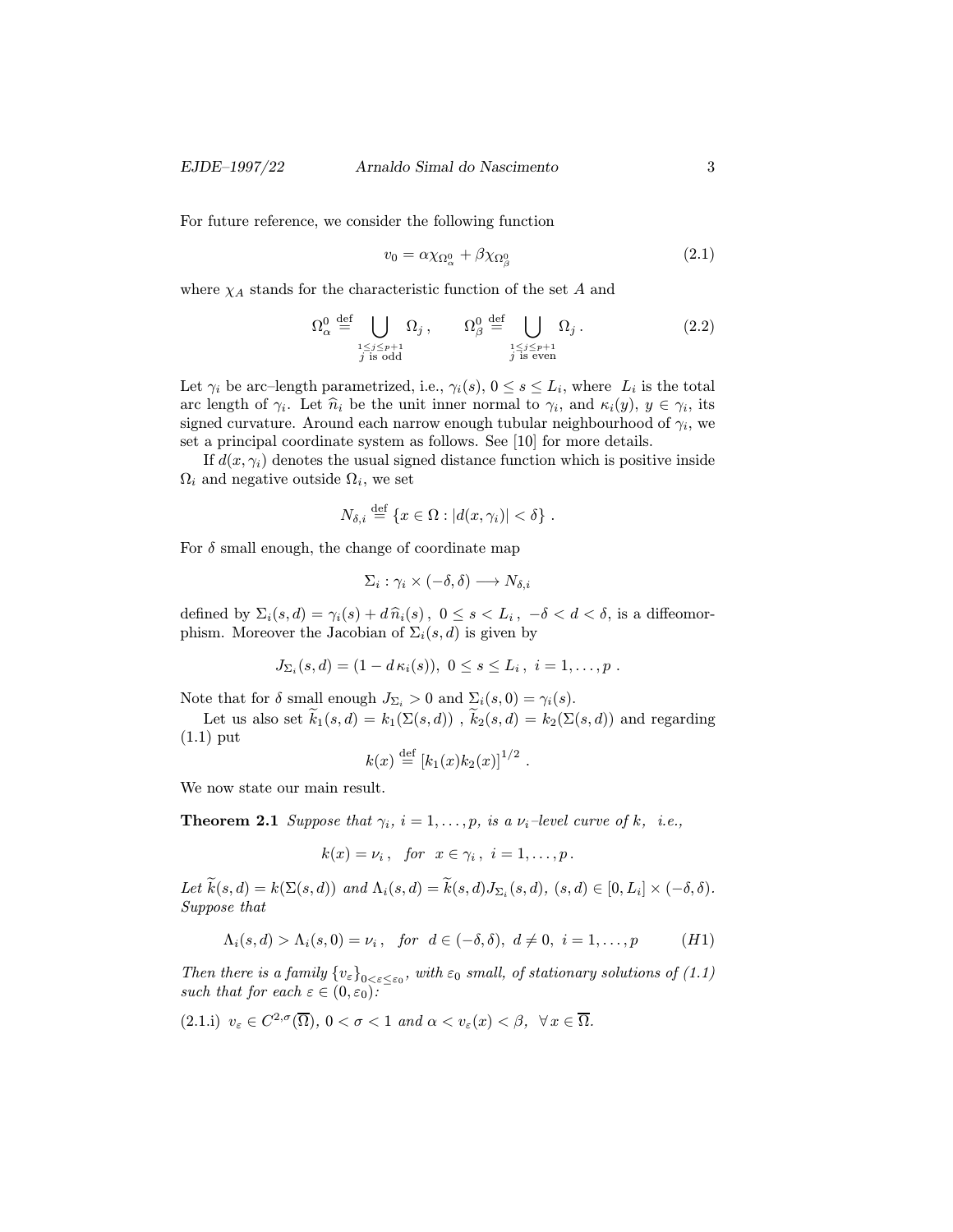For future reference, we consider the following function

$$v_0 = \alpha \chi_{\Omega^0_\alpha} + \beta \chi_{\Omega^0_\beta} \tag{2.1}$$

where $\chi_A$ stands for the characteristic function of the set $A$ and

$$\Omega^0_\alpha \stackrel{\text{def}}{=} \bigcup_{\substack{1 \le j \le p+1 \\ j \text{ is odd}}} \Omega_j \,, \qquad \Omega^0_\beta \stackrel{\text{def}}{=} \bigcup_{\substack{1 \le j \le p+1 \\ j \text{ is even}}} \Omega_j \,. \tag{2.2}$$

Let $\gamma_i$ be arc–length parametrized, i.e., $\gamma_i(s)$, $0 \le s \le L_i$, where $L_i$ is the total arc length of $\gamma_i$. Let $\widehat{n}_i$ be the unit inner normal to $\gamma_i$, and $\kappa_i(y)$, $y \in \gamma_i$, its signed curvature. Around each narrow enough tubular neighbourhood of $\gamma_i$, we set a principal coordinate system as follows. See [10] for more details.

If $d(x, \gamma_i)$ denotes the usual signed distance function which is positive inside $\Omega_i$ and negative outside $\Omega_i$, we set

$$N_{\delta,i} \stackrel{\text{def}}{=} \{x \in \Omega : |d(x, \gamma_i)| < \delta\} \,.$$

For $\delta$ small enough, the change of coordinate map

$$\Sigma_i : \gamma_i \times (-\delta, \delta) \longrightarrow N_{\delta,i}$$

defined by $\Sigma_i(s, d) = \gamma_i(s) + d\, \widehat{n}_i(s)\,,\ 0 \le s < L_i\,,\ -\delta < d < \delta$, is a diffeomorphism. Moreover the Jacobian of $\Sigma_i(s, d)$ is given by

$$J_{\Sigma_i}(s, d) = (1 - d\, \kappa_i(s)),\ 0 \le s \le L_i\,,\ i = 1, \ldots, p\ .$$

Note that for $\delta$ small enough $J_{\Sigma_i} > 0$ and $\Sigma_i(s, 0) = \gamma_i(s)$.

Let us also set $\widetilde{k}_1(s, d) = k_1(\Sigma(s, d))$ , $\widetilde{k}_2(s, d) = k_2(\Sigma(s, d))$ and regarding (1.1) put

$$k(x) \stackrel{\text{def}}{=} \left[k_1(x) k_2(x)\right]^{1/2} .$$

We now state our main result.

**Theorem 2.1** *Suppose that $\gamma_i$, $i = 1, \ldots, p$, is a $\nu_i$–level curve of $k$, i.e.,*

$$k(x) = \nu_i\,, \quad \textit{for} \ \ x \in \gamma_i\,,\ i = 1, \ldots, p\,.$$

*Let $\widetilde{k}(s, d) = k(\Sigma(s, d))$ and $\Lambda_i(s, d) = \widetilde{k}(s, d) J_{\Sigma_i}(s, d)$, $(s, d) \in [0, L_i] \times (-\delta, \delta)$. Suppose that*

$$\Lambda_i(s, d) > \Lambda_i(s, 0) = \nu_i\,, \quad \textit{for} \ \ d \in (-\delta, \delta),\ d \ne 0,\ i = 1, \ldots, p \tag{H1}$$

*Then there is a family $\{v_\varepsilon\}_{0<\varepsilon\le\varepsilon_0}$, with $\varepsilon_0$ small, of stationary solutions of (1.1) such that for each $\varepsilon \in (0, \varepsilon_0)$:*

(2.1.i) $v_\varepsilon \in C^{2,\sigma}(\overline{\Omega})$, $0 < \sigma < 1$ *and* $\alpha < v_\varepsilon(x) < \beta$, $\ \forall\, x \in \overline{\Omega}$.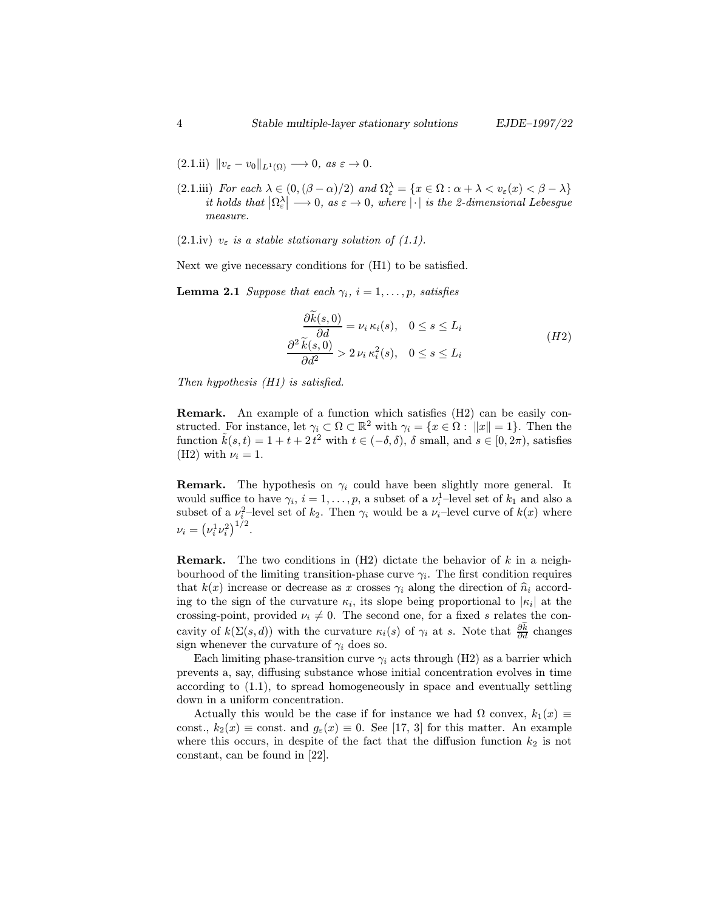(2.1.ii) $\|v_\varepsilon - v_0\|_{L^1(\Omega)} \longrightarrow 0$, *as* $\varepsilon \to 0$.

(2.1.iii) *For each* $\lambda \in (0, (\beta-\alpha)/2)$ *and* $\Omega_\varepsilon^\lambda = \{x \in \Omega : \alpha + \lambda < v_\varepsilon(x) < \beta - \lambda\}$ *it holds that* $|\Omega_\varepsilon^\lambda| \longrightarrow 0$, *as* $\varepsilon \to 0$, *where* $|\cdot|$ *is the 2-dimensional Lebesgue measure.*

(2.1.iv) $v_\varepsilon$ *is a stable stationary solution of (1.1).*

Next we give necessary conditions for (H1) to be satisfied.

**Lemma 2.1** *Suppose that each* $\gamma_i$, $i = 1, \ldots, p$, *satisfies*

$$
\begin{aligned}
\frac{\partial \widetilde{k}(s,0)}{\partial d} &= \nu_i \, \kappa_i(s), \quad 0 \le s \le L_i \\
\frac{\partial^2 \widetilde{k}(s,0)}{\partial d^2} &> 2\, \nu_i \, \kappa_i^2(s), \quad 0 \le s \le L_i
\end{aligned}
\tag{H2}
$$

*Then hypothesis (H1) is satisfied.*

**Remark.** An example of a function which satisfies (H2) can be easily constructed. For instance, let $\gamma_i \subset \Omega \subset \mathbb{R}^2$ with $\gamma_i = \{x \in \Omega : \|x\| = 1\}$. Then the function $\tilde{k}(s,t) = 1 + t + 2\,t^2$ with $t \in (-\delta, \delta)$, $\delta$ small, and $s \in [0, 2\pi)$, satisfies (H2) with $\nu_i = 1$.

**Remark.** The hypothesis on $\gamma_i$ could have been slightly more general. It would suffice to have $\gamma_i$, $i = 1, \ldots, p$, a subset of a $\nu_i^1$–level set of $k_1$ and also a subset of a $\nu_i^2$–level set of $k_2$. Then $\gamma_i$ would be a $\nu_i$–level curve of $k(x)$ where $\nu_i = \left(\nu_i^1 \nu_i^2\right)^{1/2}$.

**Remark.** The two conditions in (H2) dictate the behavior of $k$ in a neighbourhood of the limiting transition-phase curve $\gamma_i$. The first condition requires that $k(x)$ increase or decrease as $x$ crosses $\gamma_i$ along the direction of $\widehat{n}_i$ according to the sign of the curvature $\kappa_i$, its slope being proportional to $|\kappa_i|$ at the crossing-point, provided $\nu_i \neq 0$. The second one, for a fixed $s$ relates the concavity of $k(\Sigma(s,d))$ with the curvature $\kappa_i(s)$ of $\gamma_i$ at $s$. Note that $\frac{\partial \tilde{k}}{\partial d}$ changes sign whenever the curvature of $\gamma_i$ does so.

Each limiting phase-transition curve $\gamma_i$ acts through (H2) as a barrier which prevents a, say, diffusing substance whose initial concentration evolves in time according to (1.1), to spread homogeneously in space and eventually settling down in a uniform concentration.

Actually this would be the case if for instance we had $\Omega$ convex, $k_1(x) \equiv$ const., $k_2(x) \equiv$ const. and $g_\varepsilon(x) \equiv 0$. See [17, 3] for this matter. An example where this occurs, in despite of the fact that the diffusion function $k_2$ is not constant, can be found in [22].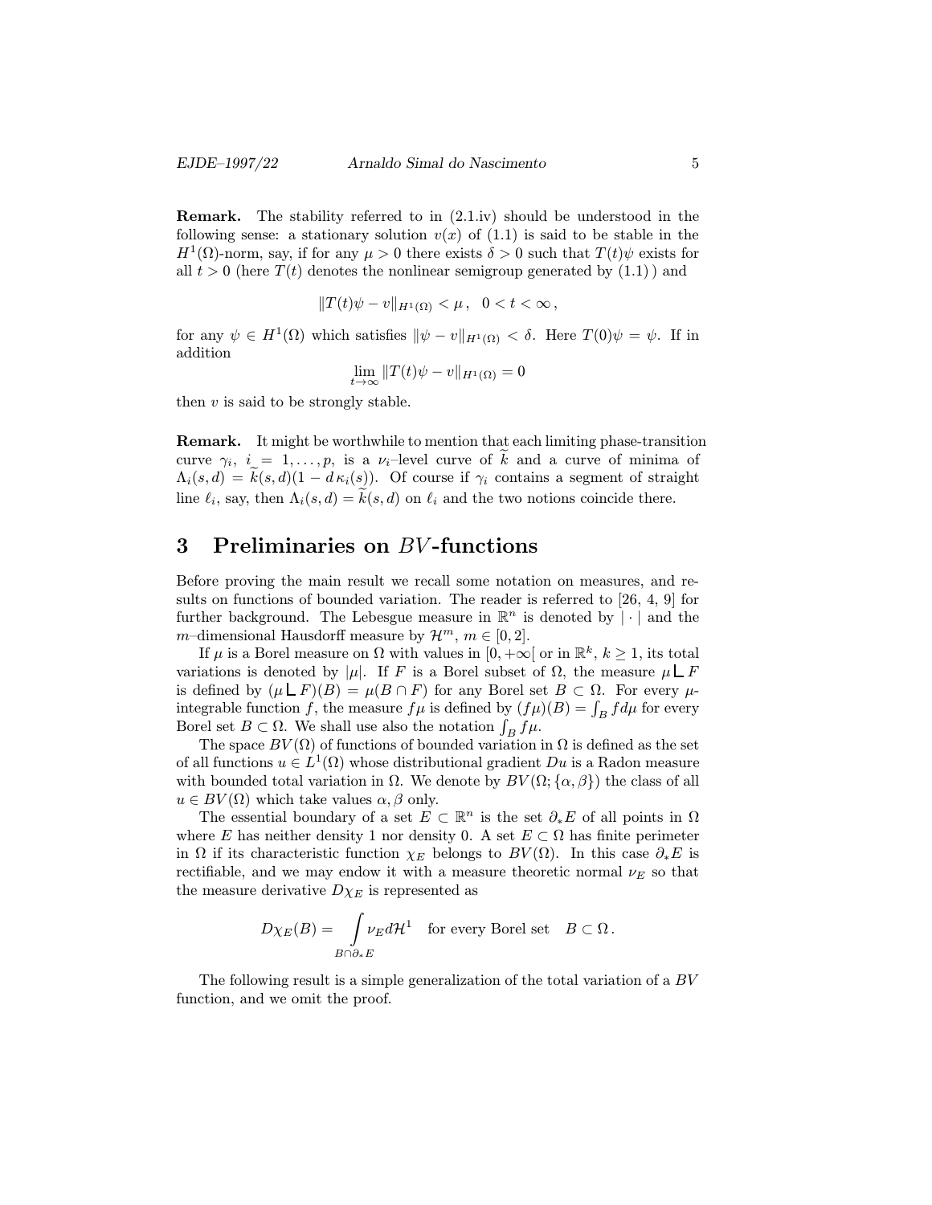**Remark.** The stability referred to in (2.1.iv) should be understood in the following sense: a stationary solution $v(x)$ of (1.1) is said to be stable in the $H^1(\Omega)$-norm, say, if for any $\mu > 0$ there exists $\delta > 0$ such that $T(t)\psi$ exists for all $t > 0$ (here $T(t)$ denotes the nonlinear semigroup generated by (1.1) ) and

$$\|T(t)\psi - v\|_{H^1(\Omega)} < \mu \,, \quad 0 < t < \infty \,,$$

for any $\psi \in H^1(\Omega)$ which satisfies $\|\psi - v\|_{H^1(\Omega)} < \delta$. Here $T(0)\psi = \psi$. If in addition

$$\lim_{t\to\infty} \|T(t)\psi - v\|_{H^1(\Omega)} = 0$$

then $v$ is said to be strongly stable.

**Remark.** It might be worthwhile to mention that each limiting phase-transition curve $\gamma_i$, $i = 1, \ldots, p$, is a $\nu_i$–level curve of $\widetilde{k}$ and a curve of minima of $\Lambda_i(s,d) = \widetilde{k}(s,d)(1 - d\,\kappa_i(s))$. Of course if $\gamma_i$ contains a segment of straight line $\ell_i$, say, then $\Lambda_i(s,d) = \widetilde{k}(s,d)$ on $\ell_i$ and the two notions coincide there.

# 3 Preliminaries on $BV$-functions

Before proving the main result we recall some notation on measures, and results on functions of bounded variation. The reader is referred to [26, 4, 9] for further background. The Lebesgue measure in $\mathbb{R}^n$ is denoted by $|\cdot|$ and the $m$–dimensional Hausdorff measure by $\mathcal{H}^m$, $m \in [0,2]$.

If $\mu$ is a Borel measure on $\Omega$ with values in $[0, +\infty[$ or in $\mathbb{R}^k$, $k \geq 1$, its total variations is denoted by $|\mu|$. If $F$ is a Borel subset of $\Omega$, the measure $\mu \llcorner F$ is defined by $(\mu \llcorner F)(B) = \mu(B \cap F)$ for any Borel set $B \subset \Omega$. For every $\mu$-integrable function $f$, the measure $f\mu$ is defined by $(f\mu)(B) = \int_B f d\mu$ for every Borel set $B \subset \Omega$. We shall use also the notation $\int_B f\mu$.

The space $BV(\Omega)$ of functions of bounded variation in $\Omega$ is defined as the set of all functions $u \in L^1(\Omega)$ whose distributional gradient $Du$ is a Radon measure with bounded total variation in $\Omega$. We denote by $BV(\Omega; \{\alpha, \beta\})$ the class of all $u \in BV(\Omega)$ which take values $\alpha, \beta$ only.

The essential boundary of a set $E \subset \mathbb{R}^n$ is the set $\partial_* E$ of all points in $\Omega$ where $E$ has neither density 1 nor density 0. A set $E \subset \Omega$ has finite perimeter in $\Omega$ if its characteristic function $\chi_E$ belongs to $BV(\Omega)$. In this case $\partial_* E$ is rectifiable, and we may endow it with a measure theoretic normal $\nu_E$ so that the measure derivative $D\chi_E$ is represented as

$$D\chi_E(B) = \int_{B\cap\partial_* E} \nu_E d\mathcal{H}^1 \quad \text{for every Borel set} \quad B \subset \Omega \,.$$

The following result is a simple generalization of the total variation of a $BV$ function, and we omit the proof.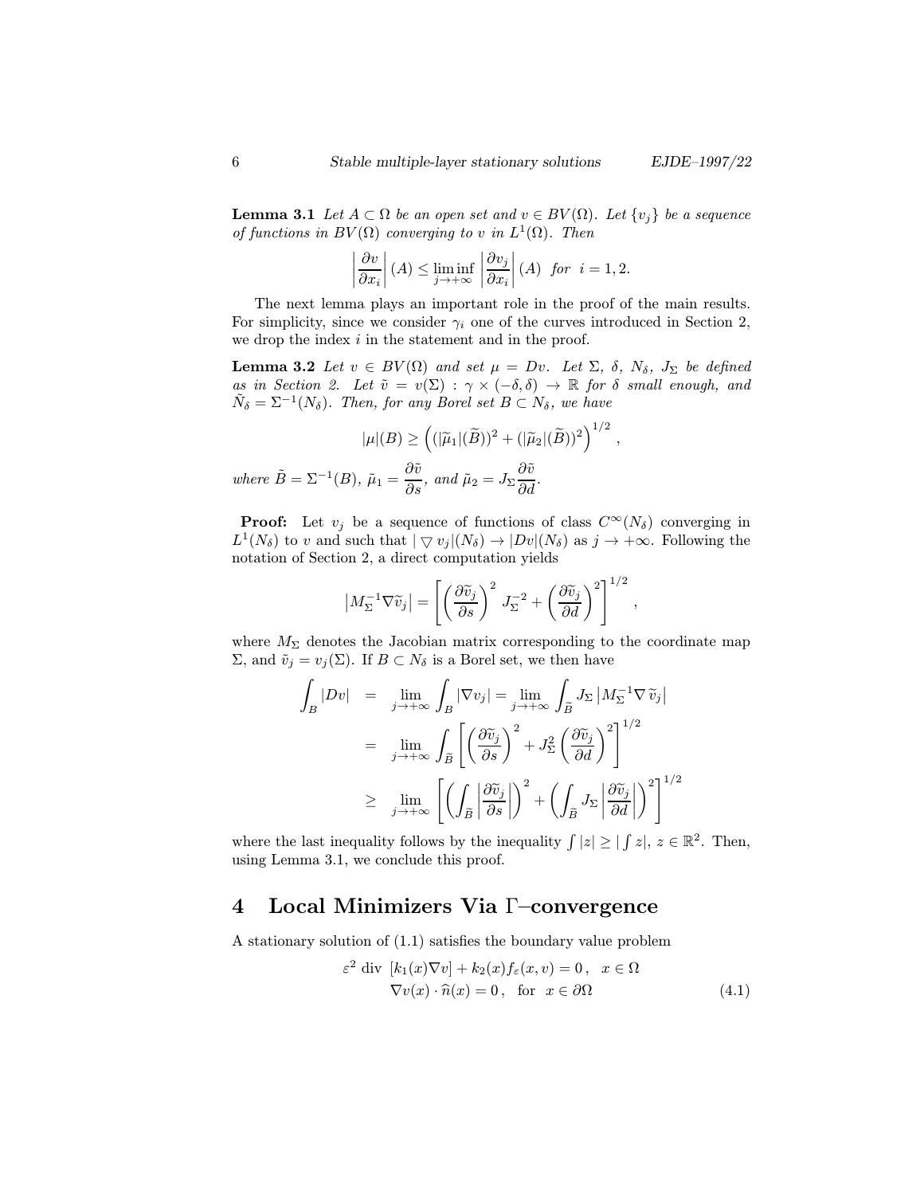**Lemma 3.1** *Let $A \subset \Omega$ be an open set and $v \in BV(\Omega)$. Let $\{v_j\}$ be a sequence of functions in $BV(\Omega)$ converging to $v$ in $L^1(\Omega)$. Then*

$$\left|\frac{\partial v}{\partial x_i}\right|(A) \leq \liminf_{j\to+\infty} \left|\frac{\partial v_j}{\partial x_i}\right|(A) \quad \textit{for} \quad i = 1, 2.$$

The next lemma plays an important role in the proof of the main results. For simplicity, since we consider $\gamma_i$ one of the curves introduced in Section 2, we drop the index $i$ in the statement and in the proof.

**Lemma 3.2** *Let $v \in BV(\Omega)$ and set $\mu = Dv$. Let $\Sigma$, $\delta$, $N_\delta$, $J_\Sigma$ be defined as in Section 2. Let $\tilde{v} = v(\Sigma) : \gamma \times (-\delta, \delta) \to \mathbb{R}$ for $\delta$ small enough, and $\tilde{N}_\delta = \Sigma^{-1}(N_\delta)$. Then, for any Borel set $B \subset N_\delta$, we have*

$$|\mu|(B) \geq \left( (|\widetilde{\mu}_1|(\widetilde{B}))^2 + (|\widetilde{\mu}_2|(\widetilde{B}))^2 \right)^{1/2},$$

*where $\tilde{B} = \Sigma^{-1}(B)$, $\tilde{\mu}_1 = \dfrac{\partial \tilde{v}}{\partial s}$, and $\tilde{\mu}_2 = J_\Sigma \dfrac{\partial \tilde{v}}{\partial d}$.*

**Proof:** Let $v_j$ be a sequence of functions of class $C^\infty(N_\delta)$ converging in $L^1(N_\delta)$ to $v$ and such that $|\bigtriangledown v_j|(N_\delta) \to |Dv|(N_\delta)$ as $j \to +\infty$. Following the notation of Section 2, a direct computation yields

$$\left|M_\Sigma^{-1} \nabla \widetilde{v}_j\right| = \left[ \left(\frac{\partial \widetilde{v}_j}{\partial s}\right)^2 J_\Sigma^{-2} + \left(\frac{\partial \widetilde{v}_j}{\partial d}\right)^2 \right]^{1/2},$$

where $M_\Sigma$ denotes the Jacobian matrix corresponding to the coordinate map $\Sigma$, and $\tilde{v}_j = v_j(\Sigma)$. If $B \subset N_\delta$ is a Borel set, we then have

$$\begin{aligned}
\int_B |Dv| &= \lim_{j\to+\infty} \int_B |\nabla v_j| = \lim_{j\to+\infty} \int_{\widetilde{B}} J_\Sigma \left|M_\Sigma^{-1} \nabla \widetilde{v}_j\right| \\
&= \lim_{j\to+\infty} \int_{\widetilde{B}} \left[ \left(\frac{\partial \widetilde{v}_j}{\partial s}\right)^2 + J_\Sigma^2 \left(\frac{\partial \widetilde{v}_j}{\partial d}\right)^2 \right]^{1/2} \\
&\geq \lim_{j\to+\infty} \left[ \left( \int_{\widetilde{B}} \left|\frac{\partial \widetilde{v}_j}{\partial s}\right| \right)^2 + \left( \int_{\widetilde{B}} J_\Sigma \left|\frac{\partial \widetilde{v}_j}{\partial d}\right| \right)^2 \right]^{1/2}
\end{aligned}$$

where the last inequality follows by the inequality $\int |z| \geq |\int z|$, $z \in \mathbb{R}^2$. Then, using Lemma 3.1, we conclude this proof.

# 4 Local Minimizers Via Γ–convergence

A stationary solution of (1.1) satisfies the boundary value problem

$$\begin{aligned}
\varepsilon^2 \text{ div } [k_1(x)\nabla v] + k_2(x) f_\varepsilon(x, v) = 0\,, \quad x \in \Omega \\
\nabla v(x) \cdot \widehat{n}(x) = 0\,, \quad \text{for} \quad x \in \partial\Omega
\end{aligned} \tag{4.1}$$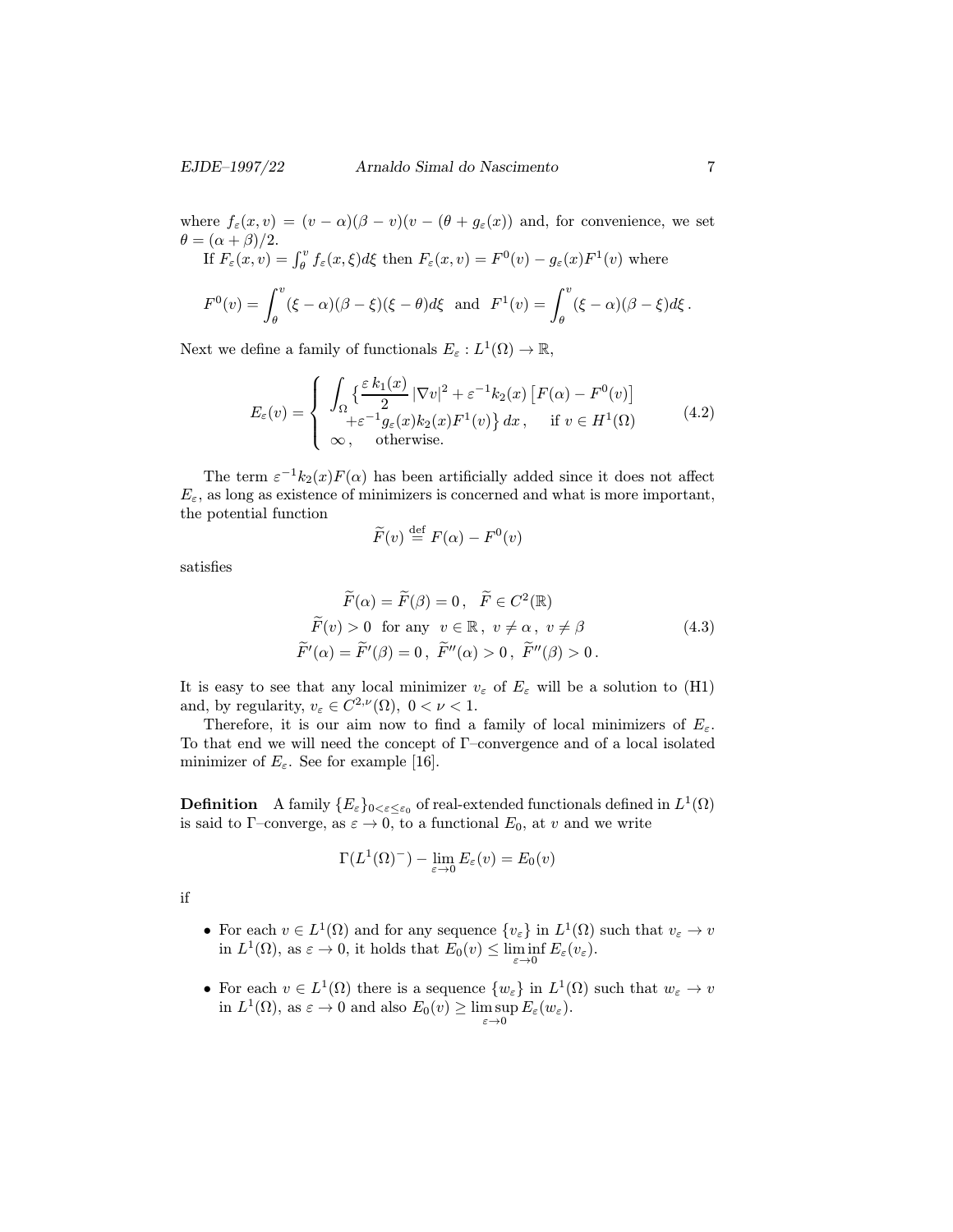where $f_\varepsilon(x,v) = (v-\alpha)(\beta - v)(v - (\theta + g_\varepsilon(x))$ and, for convenience, we set $\theta = (\alpha+\beta)/2$.

If $F_\varepsilon(x,v) = \int_\theta^v f_\varepsilon(x,\xi)d\xi$ then $F_\varepsilon(x,v) = F^0(v) - g_\varepsilon(x)F^1(v)$ where

$$F^0(v) = \int_\theta^v (\xi-\alpha)(\beta-\xi)(\xi-\theta)d\xi \quad \text{and} \quad F^1(v) = \int_\theta^v (\xi-\alpha)(\beta-\xi)d\xi\,.$$

Next we define a family of functionals $E_\varepsilon : L^1(\Omega) \to \mathbb{R}$,

$$E_\varepsilon(v) = \begin{cases} \displaystyle\int_\Omega \Big\{ \frac{\varepsilon\, k_1(x)}{2} |\nabla v|^2 + \varepsilon^{-1} k_2(x) \left[ F(\alpha) - F^0(v) \right] \\ \quad + \varepsilon^{-1} g_\varepsilon(x) k_2(x) F^1(v) \Big\}\, dx\,, \quad \text{if } v \in H^1(\Omega) \\ \infty\,, \quad \text{otherwise.} \end{cases} \tag{4.2}$$

The term $\varepsilon^{-1}k_2(x)F(\alpha)$ has been artificially added since it does not affect $E_\varepsilon$, as long as existence of minimizers is concerned and what is more important, the potential function

$$\widetilde{F}(v) \stackrel{\text{def}}{=} F(\alpha) - F^0(v)$$

satisfies

$$\begin{gathered} \widetilde{F}(\alpha) = \widetilde{F}(\beta) = 0\,, \quad \widetilde{F} \in C^2(\mathbb{R}) \\ \widetilde{F}(v) > 0 \;\text{ for any }\; v \in \mathbb{R}\,,\; v \neq \alpha\,,\; v \neq \beta \\ \widetilde{F}'(\alpha) = \widetilde{F}'(\beta) = 0\,,\; \widetilde{F}''(\alpha) > 0\,,\; \widetilde{F}''(\beta) > 0\,. \end{gathered} \tag{4.3}$$

It is easy to see that any local minimizer $v_\varepsilon$ of $E_\varepsilon$ will be a solution to (H1) and, by regularity, $v_\varepsilon \in C^{2,\nu}(\Omega),\; 0 < \nu < 1$.

Therefore, it is our aim now to find a family of local minimizers of $E_\varepsilon$. To that end we will need the concept of $\Gamma$–convergence and of a local isolated minimizer of $E_\varepsilon$. See for example [16].

**Definition** A family $\{E_\varepsilon\}_{0<\varepsilon\leq\varepsilon_0}$ of real-extended functionals defined in $L^1(\Omega)$ is said to $\Gamma$–converge, as $\varepsilon \to 0$, to a functional $E_0$, at $v$ and we write

$$\Gamma(L^1(\Omega)^-) - \lim_{\varepsilon\to 0} E_\varepsilon(v) = E_0(v)$$

if

- For each $v \in L^1(\Omega)$ and for any sequence $\{v_\varepsilon\}$ in $L^1(\Omega)$ such that $v_\varepsilon \to v$ in $L^1(\Omega)$, as $\varepsilon \to 0$, it holds that $E_0(v) \leq \liminf\limits_{\varepsilon\to 0} E_\varepsilon(v_\varepsilon)$.
- For each $v \in L^1(\Omega)$ there is a sequence $\{w_\varepsilon\}$ in $L^1(\Omega)$ such that $w_\varepsilon \to v$ in $L^1(\Omega)$, as $\varepsilon \to 0$ and also $E_0(v) \geq \limsup\limits_{\varepsilon\to 0} E_\varepsilon(w_\varepsilon)$.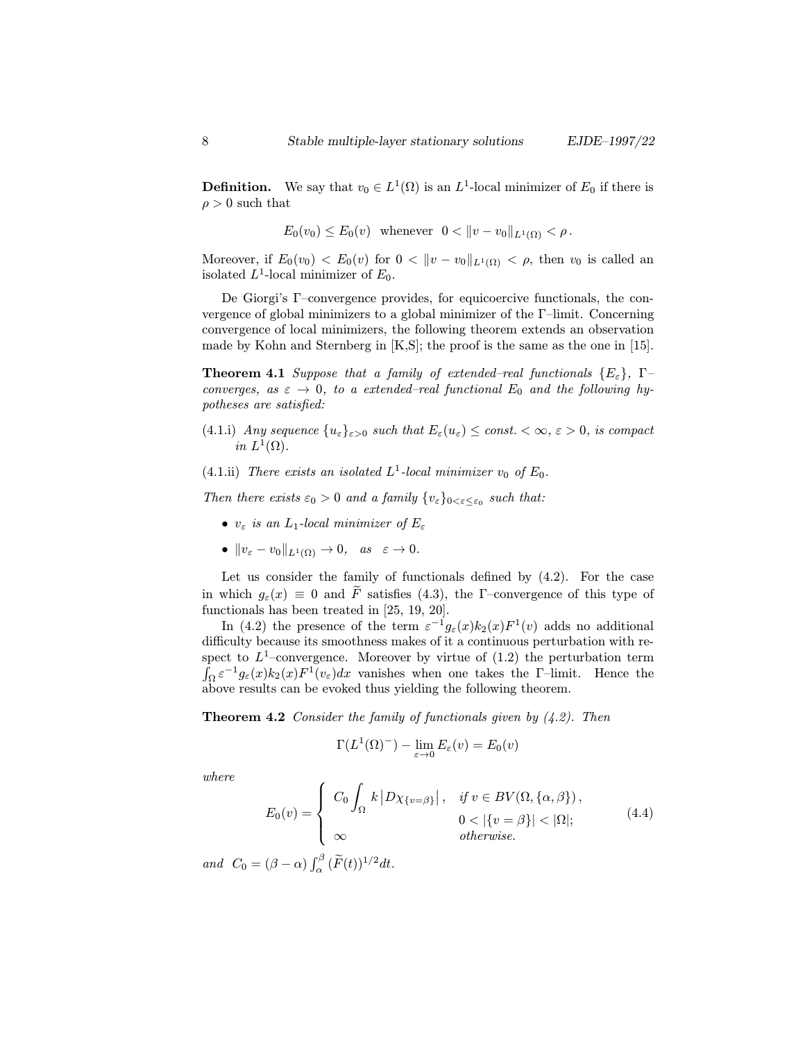**Definition.** We say that $v_0 \in L^1(\Omega)$ is an $L^1$-local minimizer of $E_0$ if there is $\rho > 0$ such that

$$E_0(v_0) \le E_0(v) \quad \text{whenever} \quad 0 < \|v - v_0\|_{L^1(\Omega)} < \rho\,.$$

Moreover, if $E_0(v_0) < E_0(v)$ for $0 < \|v - v_0\|_{L^1(\Omega)} < \rho$, then $v_0$ is called an isolated $L^1$-local minimizer of $E_0$.

De Giorgi's Γ–convergence provides, for equicoercive functionals, the convergence of global minimizers to a global minimizer of the Γ–limit. Concerning convergence of local minimizers, the following theorem extends an observation made by Kohn and Sternberg in [K,S]; the proof is the same as the one in [15].

**Theorem 4.1** *Suppose that a family of extended–real functionals $\{E_\varepsilon\}$, Γ–converges, as $\varepsilon \to 0$, to a extended–real functional $E_0$ and the following hypotheses are satisfied:*

(4.1.i) *Any sequence $\{u_\varepsilon\}_{\varepsilon>0}$ such that $E_\varepsilon(u_\varepsilon) \le const. < \infty$, $\varepsilon > 0$, is compact in $L^1(\Omega)$.*

(4.1.ii) *There exists an isolated $L^1$-local minimizer $v_0$ of $E_0$.*

*Then there exists $\varepsilon_0 > 0$ and a family $\{v_\varepsilon\}_{0<\varepsilon\le\varepsilon_0}$ such that:*

- *$v_\varepsilon$ is an $L_1$-local minimizer of $E_\varepsilon$*
- *$\|v_\varepsilon - v_0\|_{L^1(\Omega)} \to 0, \quad as \quad \varepsilon \to 0.$*

Let us consider the family of functionals defined by (4.2). For the case in which $g_\varepsilon(x) \equiv 0$ and $\widetilde{F}$ satisfies (4.3), the Γ–convergence of this type of functionals has been treated in [25, 19, 20].

In (4.2) the presence of the term $\varepsilon^{-1} g_\varepsilon(x) k_2(x) F^1(v)$ adds no additional difficulty because its smoothness makes of it a continuous perturbation with respect to $L^1$–convergence. Moreover by virtue of (1.2) the perturbation term $\int_\Omega \varepsilon^{-1} g_\varepsilon(x) k_2(x) F^1(v_\varepsilon) dx$ vanishes when one takes the Γ–limit. Hence the above results can be evoked thus yielding the following theorem.

**Theorem 4.2** *Consider the family of functionals given by (4.2). Then*

$$\Gamma(L^1(\Omega)^-) - \lim_{\varepsilon\to 0} E_\varepsilon(v) = E_0(v)$$

*where*

$$E_0(v) = \begin{cases} C_0 \displaystyle\int_\Omega k \left|D\chi_{\{v=\beta\}}\right|, & \text{if } v \in BV(\Omega, \{\alpha, \beta\})\,, \\ & \quad 0 < |\{v = \beta\}| < |\Omega|; \\ \infty & \text{otherwise.} \end{cases} \tag{4.4}$$

*and* $C_0 = (\beta - \alpha) \int_\alpha^\beta (\widetilde{F}(t))^{1/2} dt$.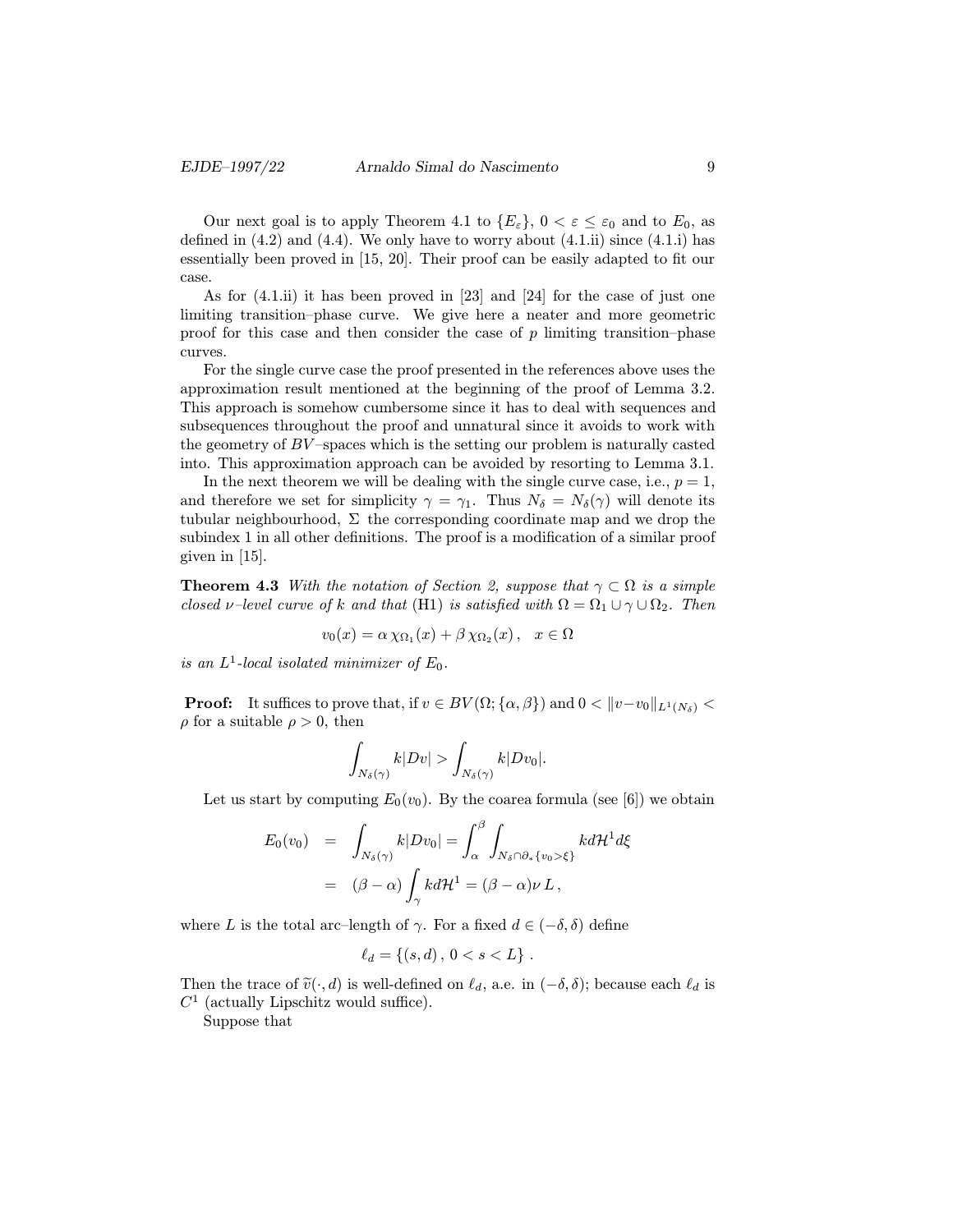Our next goal is to apply Theorem 4.1 to $\{E_\varepsilon\}$, $0 < \varepsilon \leq \varepsilon_0$ and to $E_0$, as defined in (4.2) and (4.4). We only have to worry about (4.1.ii) since (4.1.i) has essentially been proved in [15, 20]. Their proof can be easily adapted to fit our case.

As for (4.1.ii) it has been proved in [23] and [24] for the case of just one limiting transition–phase curve. We give here a neater and more geometric proof for this case and then consider the case of $p$ limiting transition–phase curves.

For the single curve case the proof presented in the references above uses the approximation result mentioned at the beginning of the proof of Lemma 3.2. This approach is somehow cumbersome since it has to deal with sequences and subsequences throughout the proof and unnatural since it avoids to work with the geometry of $BV$–spaces which is the setting our problem is naturally casted into. This approximation approach can be avoided by resorting to Lemma 3.1.

In the next theorem we will be dealing with the single curve case, i.e., $p = 1$, and therefore we set for simplicity $\gamma = \gamma_1$. Thus $N_\delta = N_\delta(\gamma)$ will denote its tubular neighbourhood, $\Sigma$ the corresponding coordinate map and we drop the subindex 1 in all other definitions. The proof is a modification of a similar proof given in [15].

**Theorem 4.3** *With the notation of Section 2, suppose that $\gamma \subset \Omega$ is a simple closed $\nu$–level curve of $k$ and that* (H1) *is satisfied with $\Omega = \Omega_1 \cup \gamma \cup \Omega_2$. Then*

$$v_0(x) = \alpha\, \chi_{\Omega_1}(x) + \beta\, \chi_{\Omega_2}(x)\,, \quad x \in \Omega$$

*is an $L^1$-local isolated minimizer of $E_0$.*

**Proof:** It suffices to prove that, if $v \in BV(\Omega; \{\alpha, \beta\})$ and $0 < \|v - v_0\|_{L^1(N_\delta)} < \rho$ for a suitable $\rho > 0$, then

$$\int_{N_\delta(\gamma)} k|Dv| > \int_{N_\delta(\gamma)} k|Dv_0|.$$

Let us start by computing $E_0(v_0)$. By the coarea formula (see [6]) we obtain

$$\begin{aligned} E_0(v_0) &= \int_{N_\delta(\gamma)} k|Dv_0| = \int_\alpha^\beta \int_{N_\delta \cap \partial_* \{v_0 > \xi\}} k d\mathcal{H}^1 d\xi \\ &= (\beta - \alpha) \int_\gamma k d\mathcal{H}^1 = (\beta - \alpha)\nu\, L\,, \end{aligned}$$

where $L$ is the total arc–length of $\gamma$. For a fixed $d \in (-\delta, \delta)$ define

$$\ell_d = \{(s, d)\,,\, 0 < s < L\}\,.$$

Then the trace of $\widetilde{v}(\cdot, d)$ is well-defined on $\ell_d$, a.e. in $(-\delta, \delta)$; because each $\ell_d$ is $C^1$ (actually Lipschitz would suffice).

Suppose that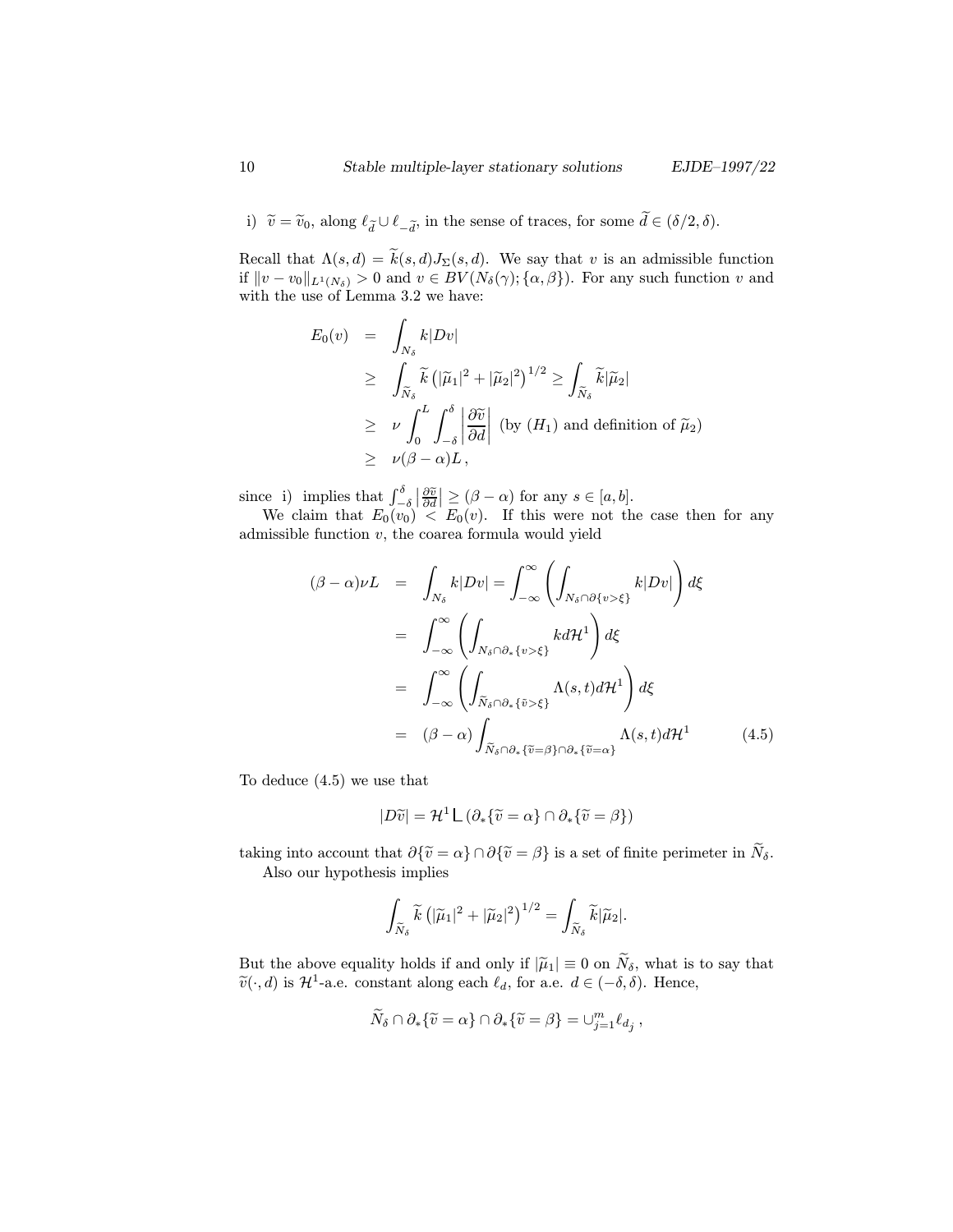i) $\widetilde{v} = \widetilde{v}_0$, along $\ell_{\widetilde{d}} \cup \ell_{-\widetilde{d}}$, in the sense of traces, for some $\widetilde{d} \in (\delta/2, \delta)$.

Recall that $\Lambda(s,d) = \widetilde{k}(s,d) J_\Sigma(s,d)$. We say that $v$ is an admissible function if $\|v - v_0\|_{L^1(N_\delta)} > 0$ and $v \in BV(N_\delta(\gamma); \{\alpha, \beta\})$. For any such function $v$ and with the use of Lemma 3.2 we have:

$$
\begin{aligned}
E_0(v) &= \int_{N_\delta} k|Dv| \\
&\geq \int_{\widetilde{N}_\delta} \widetilde{k} \left(|\widetilde{\mu}_1|^2 + |\widetilde{\mu}_2|^2\right)^{1/2} \geq \int_{\widetilde{N}_\delta} \widetilde{k} |\widetilde{\mu}_2| \\
&\geq \nu \int_0^L \int_{-\delta}^{\delta} \left| \frac{\partial \widetilde{v}}{\partial d} \right| \text{ (by } (H_1) \text{ and definition of } \widetilde{\mu}_2) \\
&\geq \nu(\beta - \alpha) L \,,
\end{aligned}
$$

since i) implies that $\int_{-\delta}^{\delta} \left| \frac{\partial \widetilde{v}}{\partial d} \right| \geq (\beta - \alpha)$ for any $s \in [a,b]$.

We claim that $E_0(v_0) < E_0(v)$. If this were not the case then for any admissible function $v$, the coarea formula would yield

$$
\begin{aligned}
(\beta - \alpha)\nu L &= \int_{N_\delta} k|Dv| = \int_{-\infty}^{\infty} \left( \int_{N_\delta \cap \partial\{v > \xi\}} k|Dv| \right) d\xi \\
&= \int_{-\infty}^{\infty} \left( \int_{N_\delta \cap \partial_*\{v > \xi\}} k d\mathcal{H}^1 \right) d\xi \\
&= \int_{-\infty}^{\infty} \left( \int_{\widetilde{N}_\delta \cap \partial_*\{\widetilde{v} > \xi\}} \Lambda(s,t) d\mathcal{H}^1 \right) d\xi \\
&= (\beta - \alpha) \int_{\widetilde{N}_\delta \cap \partial_*\{\widetilde{v} = \beta\} \cap \partial_*\{\widetilde{v} = \alpha\}} \Lambda(s,t) d\mathcal{H}^1 \qquad (4.5)
\end{aligned}
$$

To deduce (4.5) we use that

$$
|D\widetilde{v}| = \mathcal{H}^1 \llcorner (\partial_*\{\widetilde{v} = \alpha\} \cap \partial_*\{\widetilde{v} = \beta\})
$$

taking into account that $\partial\{\widetilde{v} = \alpha\} \cap \partial\{\widetilde{v} = \beta\}$ is a set of finite perimeter in $\widetilde{N}_\delta$.

Also our hypothesis implies

$$
\int_{\widetilde{N}_\delta} \widetilde{k} \left(|\widetilde{\mu}_1|^2 + |\widetilde{\mu}_2|^2\right)^{1/2} = \int_{\widetilde{N}_\delta} \widetilde{k} |\widetilde{\mu}_2|.
$$

But the above equality holds if and only if $|\widetilde{\mu}_1| \equiv 0$ on $\widetilde{N}_\delta$, what is to say that $\widetilde{v}(\cdot, d)$ is $\mathcal{H}^1$-a.e. constant along each $\ell_d$, for a.e. $d \in (-\delta, \delta)$. Hence,

$$
\widetilde{N}_\delta \cap \partial_*\{\widetilde{v} = \alpha\} \cap \partial_*\{\widetilde{v} = \beta\} = \cup_{j=1}^m \ell_{d_j} \,,
$$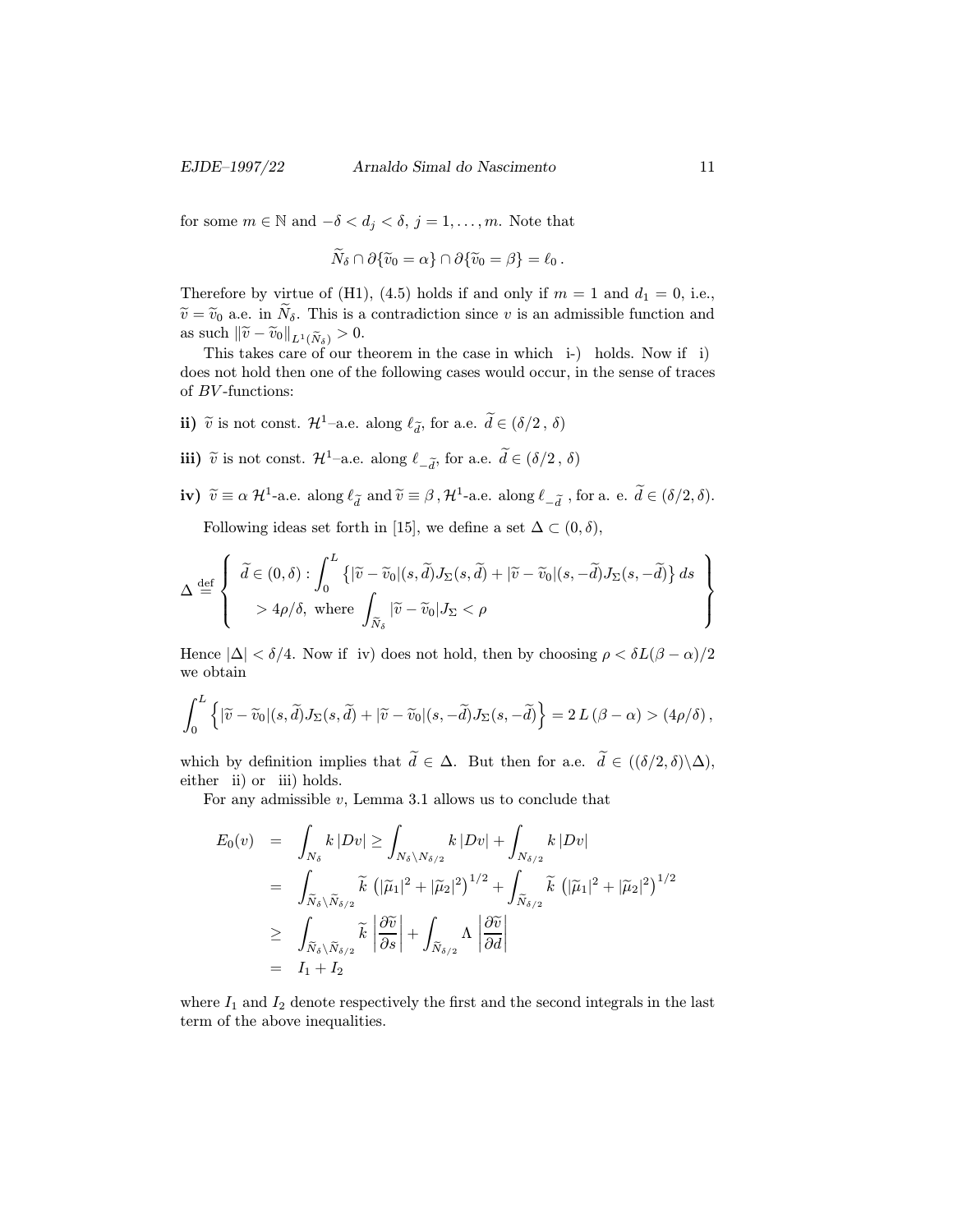for some $m \in \mathbb{N}$ and $-\delta < d_j < \delta$, $j = 1, \ldots, m$. Note that

$$\widetilde{N}_\delta \cap \partial\{\widetilde{v}_0 = \alpha\} \cap \partial\{\widetilde{v}_0 = \beta\} = \ell_0 \,.$$

Therefore by virtue of (H1), (4.5) holds if and only if $m = 1$ and $d_1 = 0$, i.e., $\widetilde{v} = \widetilde{v}_0$ a.e. in $\widetilde{N}_\delta$. This is a contradiction since $v$ is an admissible function and as such $\|\widetilde{v} - \widetilde{v}_0\|_{L^1(\widetilde{N}_\delta)} > 0$.

This takes care of our theorem in the case in which i-) holds. Now if i) does not hold then one of the following cases would occur, in the sense of traces of $BV$-functions:

**ii)** $\widetilde{v}$ is not const. $\mathcal{H}^1$–a.e. along $\ell_{\widetilde{d}}$, for a.e. $\widetilde{d} \in (\delta/2\,,\,\delta)$

**iii)** $\widetilde{v}$ is not const. $\mathcal{H}^1$–a.e. along $\ell_{-\widetilde{d}}$, for a.e. $\widetilde{d} \in (\delta/2\,,\,\delta)$

**iv)** $\widetilde{v} \equiv \alpha$ $\mathcal{H}^1$-a.e. along $\ell_{\widetilde{d}}$ and $\widetilde{v} \equiv \beta$, $\mathcal{H}^1$-a.e. along $\ell_{-\widetilde{d}}$, for a. e. $\widetilde{d} \in (\delta/2, \delta)$.

Following ideas set forth in [15], we define a set $\Delta \subset (0, \delta)$,

$$\Delta \stackrel{\text{def}}{=} \left\{ \begin{array}{l} \widetilde{d} \in (0,\delta) : \displaystyle\int_0^L \left\{ |\widetilde{v} - \widetilde{v}_0|(s,\widetilde{d}) J_\Sigma(s,\widetilde{d}) + |\widetilde{v} - \widetilde{v}_0|(s,-\widetilde{d}) J_\Sigma(s,-\widetilde{d}) \right\} ds \\ \qquad > 4\rho/\delta, \text{ where } \displaystyle\int_{\widetilde{N}_\delta} |\widetilde{v} - \widetilde{v}_0| J_\Sigma < \rho \end{array} \right\}$$

Hence $|\Delta| < \delta/4$. Now if iv) does not hold, then by choosing $\rho < \delta L(\beta - \alpha)/2$ we obtain

$$\int_0^L \left\{ |\widetilde{v} - \widetilde{v}_0|(s,\widetilde{d}) J_\Sigma(s,\widetilde{d}) + |\widetilde{v} - \widetilde{v}_0|(s,-\widetilde{d}) J_\Sigma(s,-\widetilde{d}) \right\} = 2\,L\,(\beta - \alpha) > (4\rho/\delta)\,,$$

which by definition implies that $\widetilde{d} \in \Delta$. But then for a.e. $\widetilde{d} \in ((\delta/2, \delta)\backslash\Delta)$, either ii) or iii) holds.

For any admissible $v$, Lemma 3.1 allows us to conclude that

$$\begin{aligned} E_0(v) &= \int_{N_\delta} k\,|Dv| \geq \int_{N_\delta \setminus N_{\delta/2}} k\,|Dv| + \int_{N_{\delta/2}} k\,|Dv| \\ &= \int_{\widetilde{N}_\delta \setminus \widetilde{N}_{\delta/2}} \widetilde{k}\,\left(|\widetilde{\mu}_1|^2 + |\widetilde{\mu}_2|^2\right)^{1/2} + \int_{\widetilde{N}_{\delta/2}} \widetilde{k}\,\left(|\widetilde{\mu}_1|^2 + |\widetilde{\mu}_2|^2\right)^{1/2} \\ &\geq \int_{\widetilde{N}_\delta \setminus \widetilde{N}_{\delta/2}} \widetilde{k}\,\left|\frac{\partial \widetilde{v}}{\partial s}\right| + \int_{\widetilde{N}_{\delta/2}} \Lambda\,\left|\frac{\partial \widetilde{v}}{\partial d}\right| \\ &= I_1 + I_2 \end{aligned}$$

where $I_1$ and $I_2$ denote respectively the first and the second integrals in the last term of the above inequalities.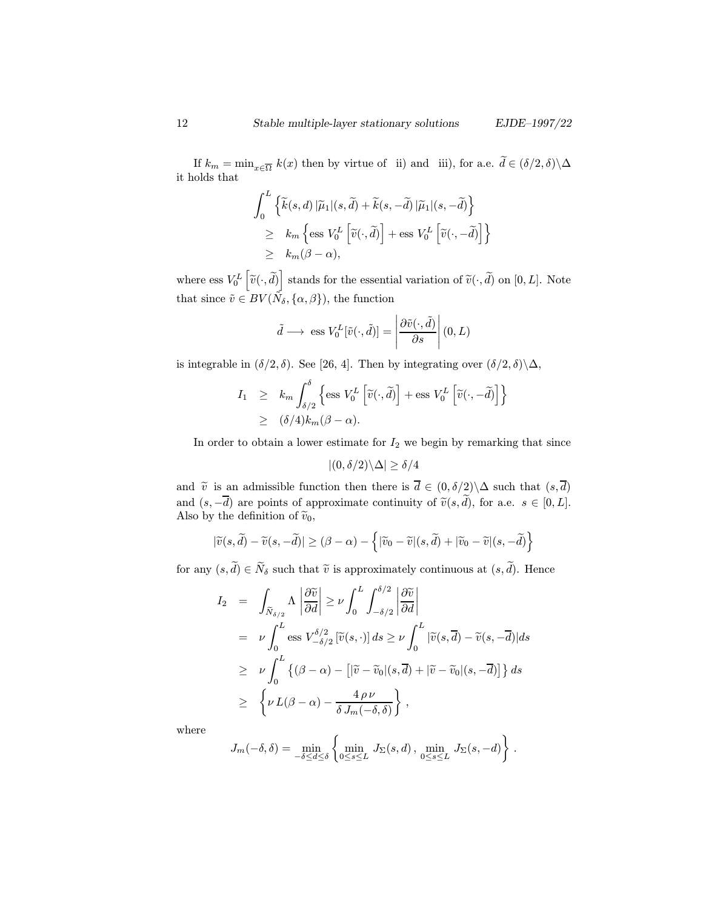If $k_m = \min_{x \in \overline{\Omega}} k(x)$ then by virtue of ii) and iii), for a.e. $\widetilde{d} \in (\delta/2, \delta) \backslash \Delta$ it holds that

$$
\begin{aligned}
&\int_0^L \left\{ \widetilde{k}(s,d)\, |\widetilde{\mu}_1|(s,\widetilde{d}) + \widetilde{k}(s,-\widetilde{d})\, |\widetilde{\mu}_1|(s,-\widetilde{d}) \right\} \\
&\quad \geq \quad k_m \left\{ \text{ess } V_0^L \left[ \widetilde{v}(\cdot, \widetilde{d}) \right] + \text{ess } V_0^L \left[ \widetilde{v}(\cdot, -\widetilde{d}) \right] \right\} \\
&\quad \geq \quad k_m(\beta - \alpha),
\end{aligned}
$$

where ess $V_0^L \left[ \widetilde{v}(\cdot, \widetilde{d}) \right]$ stands for the essential variation of $\widetilde{v}(\cdot, \widetilde{d})$ on $[0, L]$. Note that since $\tilde{v} \in BV(\tilde{N}_\delta, \{\alpha, \beta\})$, the function

$$
\tilde{d} \longrightarrow \text{ ess } V_0^L[\tilde{v}(\cdot, \tilde{d})] = \left| \frac{\partial \tilde{v}(\cdot, \tilde{d})}{\partial s} \right| (0, L)
$$

is integrable in $(\delta/2, \delta)$. See [26, 4]. Then by integrating over $(\delta/2, \delta) \backslash \Delta$,

$$
\begin{aligned}
I_1 \quad &\geq \quad k_m \int_{\delta/2}^{\delta} \left\{ \text{ess } V_0^L \left[ \widetilde{v}(\cdot, \widetilde{d}) \right] + \text{ess } V_0^L \left[ \widetilde{v}(\cdot, -\widetilde{d}) \right] \right\} \\
&\geq \quad (\delta/4) k_m (\beta - \alpha).
\end{aligned}
$$

In order to obtain a lower estimate for $I_2$ we begin by remarking that since

$$
|(0, \delta/2) \backslash \Delta| \geq \delta/4
$$

and $\widetilde{v}$ is an admissible function then there is $\overline{d} \in (0, \delta/2) \backslash \Delta$ such that $(s, \overline{d})$ and $(s, -\overline{d})$ are points of approximate continuity of $\widetilde{v}(s, \widetilde{d})$, for a.e. $s \in [0, L]$. Also by the definition of $\widetilde{v}_0$,

$$
|\widetilde{v}(s, \widetilde{d}) - \widetilde{v}(s, -\widetilde{d})| \geq (\beta - \alpha) - \left\{ |\widetilde{v}_0 - \widetilde{v}|(s, \widetilde{d}) + |\widetilde{v}_0 - \widetilde{v}|(s, -\widetilde{d}) \right\}
$$

for any $(s, \widetilde{d}) \in \widetilde{N}_\delta$ such that $\widetilde{v}$ is approximately continuous at $(s, \widetilde{d})$. Hence

$$
\begin{aligned}
I_2 \quad &= \quad \int_{\widetilde{N}_{\delta/2}} \Lambda \left| \frac{\partial \widetilde{v}}{\partial d} \right| \geq \nu \int_0^L \int_{-\delta/2}^{\delta/2} \left| \frac{\partial \widetilde{v}}{\partial d} \right| \\
&= \quad \nu \int_0^L \text{ess } V_{-\delta/2}^{\delta/2} \left[ \widetilde{v}(s, \cdot) \right] ds \geq \nu \int_0^L |\widetilde{v}(s, \overline{d}) - \widetilde{v}(s, -\overline{d})| ds \\
&\geq \quad \nu \int_0^L \left\{ (\beta - \alpha) - \left[ |\widetilde{v} - \widetilde{v}_0|(s, \overline{d}) + |\widetilde{v} - \widetilde{v}_0|(s, -\overline{d}) \right] \right\} ds \\
&\geq \quad \left\{ \nu L(\beta - \alpha) - \frac{4 \rho \nu}{\delta J_m(-\delta, \delta)} \right\},
\end{aligned}
$$

where

$$
J_m(-\delta, \delta) = \min_{-\delta \leq d \leq \delta} \left\{ \min_{0 \leq s \leq L} J_\Sigma(s, d), \min_{0 \leq s \leq L} J_\Sigma(s, -d) \right\}.
$$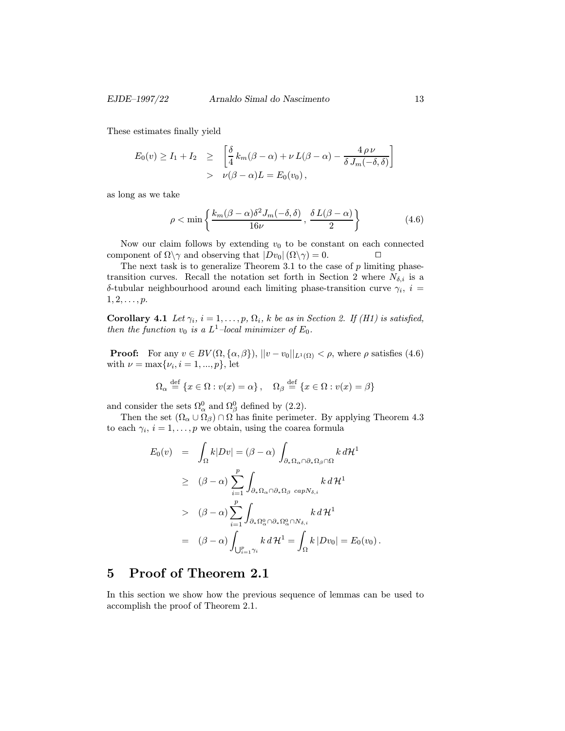These estimates finally yield

$$
\begin{aligned}
E_0(v) \geq I_1 + I_2 \quad &\geq \quad \left[ \frac{\delta}{4}\, k_m(\beta-\alpha) + \nu\, L(\beta-\alpha) - \frac{4\,\rho\,\nu}{\delta\, J_m(-\delta,\delta)} \right] \\
&> \quad \nu(\beta-\alpha)L = E_0(v_0)\,,
\end{aligned}
$$

as long as we take

$$
\rho < \min\left\{ \frac{k_m(\beta-\alpha)\delta^2 J_m(-\delta,\delta)}{16\nu}\,,\, \frac{\delta\, L(\beta-\alpha)}{2} \right\} \tag{4.6}
$$

Now our claim follows by extending $v_0$ to be constant on each connected component of $\Omega\backslash\gamma$ and observing that $|Dv_0|\,(\Omega\backslash\gamma) = 0$. $\square$

The next task is to generalize Theorem 3.1 to the case of $p$ limiting phase-transition curves. Recall the notation set forth in Section 2 where $N_{\delta,i}$ is a $\delta$-tubular neighbourhood around each limiting phase-transition curve $\gamma_i$, $i = 1, 2, \ldots, p$.

**Corollary 4.1** *Let $\gamma_i$, $i = 1, \ldots, p$, $\Omega_i$, $k$ be as in Section 2. If (H1) is satisfied, then the function $v_0$ is a $L^1$–local minimizer of $E_0$.*

**Proof:** For any $v \in BV(\Omega, \{\alpha, \beta\})$, $||v - v_0||_{L^1(\Omega)} < \rho$, where $\rho$ satisfies (4.6) with $\nu = \max\{\nu_i, i = 1, ..., p\}$, let

$$
\Omega_\alpha \stackrel{\text{def}}{=} \{x \in \Omega : v(x) = \alpha\}\,, \quad \Omega_\beta \stackrel{\text{def}}{=} \{x \in \Omega : v(x) = \beta\}
$$

and consider the sets $\Omega_\alpha^0$ and $\Omega_\beta^0$ defined by (2.2).

Then the set $(\Omega_\alpha \cup \Omega_\beta) \cap \Omega$ has finite perimeter. By applying Theorem 4.3 to each $\gamma_i$, $i = 1, \ldots, p$ we obtain, using the coarea formula

$$
\begin{aligned}
E_0(v) \quad &= \quad \int_\Omega k|Dv| = (\beta-\alpha) \int_{\partial_*\Omega_\alpha \cap \partial_*\Omega_\beta \cap \Omega} k\, d\mathcal{H}^1 \\
&\geq \quad (\beta-\alpha) \sum_{i=1}^{p} \int_{\partial_*\Omega_\alpha \cap \partial_*\Omega_\beta \;\; capN_{\delta,i}} k\, d\,\mathcal{H}^1 \\
&> \quad (\beta-\alpha) \sum_{i=1}^{p} \int_{\partial_*\Omega_\alpha^0 \cap \partial_*\Omega_\alpha^0 \cap N_{\delta,i}} k\, d\,\mathcal{H}^1 \\
&= \quad (\beta-\alpha) \int_{\bigcup_{i=1}^{p}\gamma_i} k\, d\,\mathcal{H}^1 = \int_\Omega k\,|Dv_0| = E_0(v_0)\,.
\end{aligned}
$$

# 5 Proof of Theorem 2.1

In this section we show how the previous sequence of lemmas can be used to accomplish the proof of Theorem 2.1.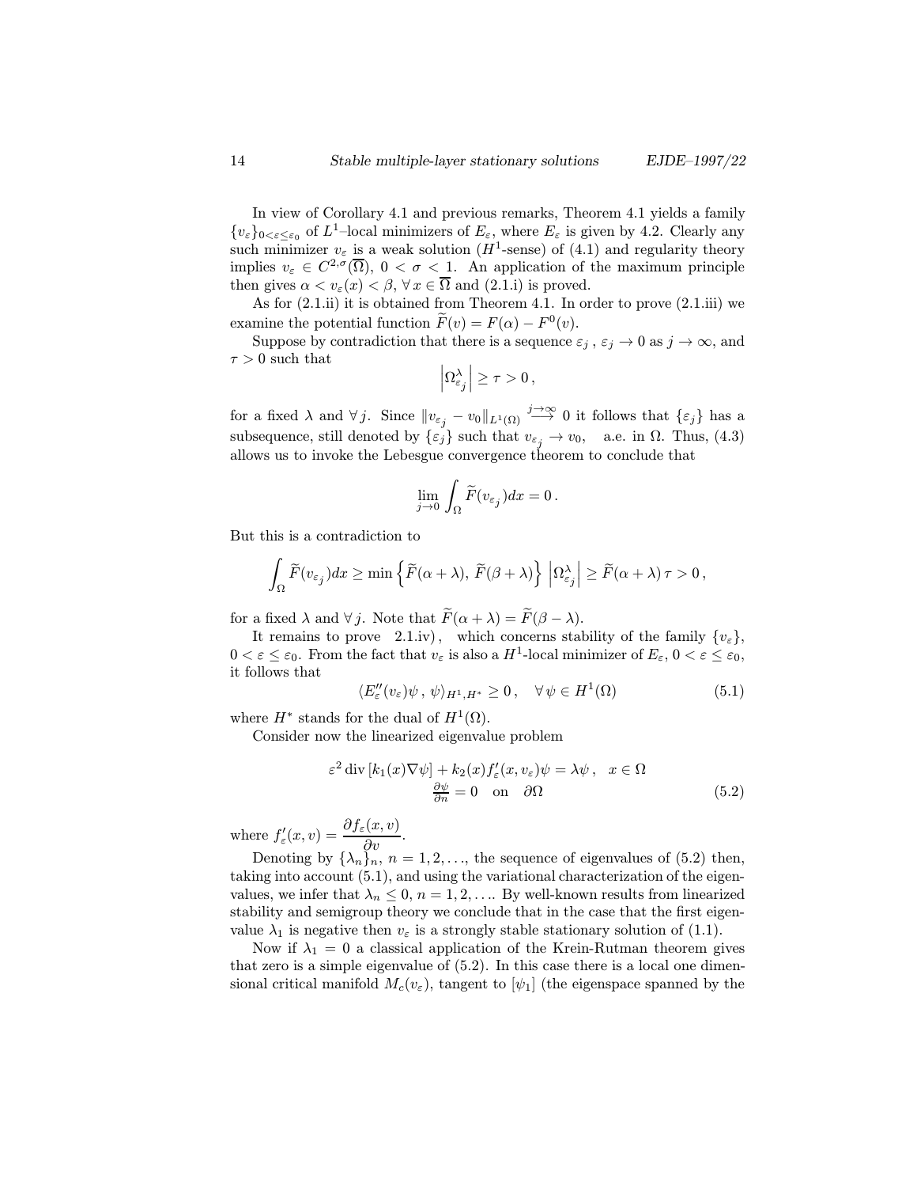In view of Corollary 4.1 and previous remarks, Theorem 4.1 yields a family $\{v_\varepsilon\}_{0<\varepsilon\leq\varepsilon_0}$ of $L^1$–local minimizers of $E_\varepsilon$, where $E_\varepsilon$ is given by 4.2. Clearly any such minimizer $v_\varepsilon$ is a weak solution ($H^1$-sense) of (4.1) and regularity theory implies $v_\varepsilon \in C^{2,\sigma}(\overline{\Omega})$, $0 < \sigma < 1$. An application of the maximum principle then gives $\alpha < v_\varepsilon(x) < \beta$, $\forall\, x \in \overline{\Omega}$ and (2.1.i) is proved.

As for (2.1.ii) it is obtained from Theorem 4.1. In order to prove (2.1.iii) we examine the potential function $\widetilde{F}(v) = F(\alpha) - F^0(v)$.

Suppose by contradiction that there is a sequence $\varepsilon_j$ , $\varepsilon_j \to 0$ as $j \to \infty$, and $\tau > 0$ such that

$$\left|\Omega^\lambda_{\varepsilon_j}\right| \geq \tau > 0\,,$$

for a fixed $\lambda$ and $\forall\, j$. Since $\|v_{\varepsilon_j} - v_0\|_{L^1(\Omega)} \overset{j\to\infty}{\longrightarrow} 0$ it follows that $\{\varepsilon_j\}$ has a subsequence, still denoted by $\{\varepsilon_j\}$ such that $v_{\varepsilon_j} \to v_0$, a.e. in $\Omega$. Thus, (4.3) allows us to invoke the Lebesgue convergence theorem to conclude that

$$\lim_{j\to 0} \int_\Omega \widetilde{F}(v_{\varepsilon_j})dx = 0\,.$$

But this is a contradiction to

$$\int_\Omega \widetilde{F}(v_{\varepsilon_j})dx \geq \min\left\{\widetilde{F}(\alpha+\lambda),\ \widetilde{F}(\beta+\lambda)\right\}\,\left|\Omega^\lambda_{\varepsilon_j}\right| \geq \widetilde{F}(\alpha+\lambda)\,\tau > 0\,,$$

for a fixed $\lambda$ and $\forall\, j$. Note that $\widetilde{F}(\alpha+\lambda) = \widetilde{F}(\beta-\lambda)$.

It remains to prove 2.1.iv), which concerns stability of the family $\{v_\varepsilon\}$, $0 < \varepsilon \leq \varepsilon_0$. From the fact that $v_\varepsilon$ is also a $H^1$-local minimizer of $E_\varepsilon$, $0 < \varepsilon \leq \varepsilon_0$, it follows that

$$\langle E''_\varepsilon(v_\varepsilon)\psi\,,\,\psi\rangle_{H^1,H^*} \geq 0\,,\quad \forall\,\psi \in H^1(\Omega) \tag{5.1}$$

where $H^*$ stands for the dual of $H^1(\Omega)$.

Consider now the linearized eigenvalue problem

$$\begin{gathered}\varepsilon^2\,\mathrm{div}\,[k_1(x)\nabla\psi] + k_2(x)f'_\varepsilon(x,v_\varepsilon)\psi = \lambda\psi\,,\quad x \in \Omega\\ \tfrac{\partial\psi}{\partial n} = 0 \quad \text{on} \quad \partial\Omega\end{gathered} \tag{5.2}$$

where $f'_\varepsilon(x,v) = \dfrac{\partial f_\varepsilon(x,v)}{\partial v}$.

Denoting by $\{\lambda_n\}_n$, $n = 1,2,\ldots$, the sequence of eigenvalues of (5.2) then, taking into account (5.1), and using the variational characterization of the eigenvalues, we infer that $\lambda_n \leq 0$, $n = 1,2,\ldots$. By well-known results from linearized stability and semigroup theory we conclude that in the case that the first eigenvalue $\lambda_1$ is negative then $v_\varepsilon$ is a strongly stable stationary solution of (1.1).

Now if $\lambda_1 = 0$ a classical application of the Krein-Rutman theorem gives that zero is a simple eigenvalue of (5.2). In this case there is a local one dimensional critical manifold $M_c(v_\varepsilon)$, tangent to $[\psi_1]$ (the eigenspace spanned by the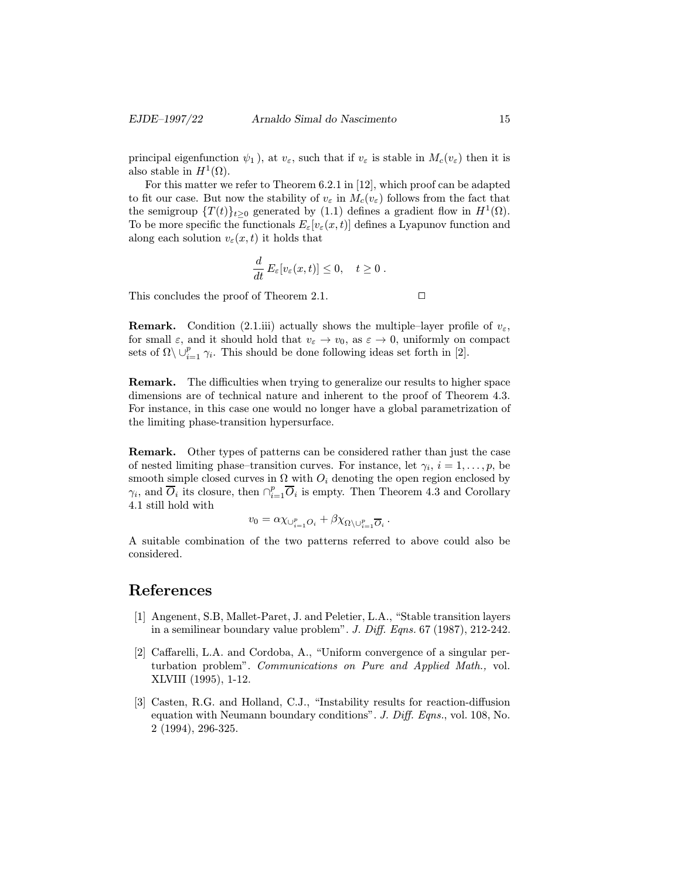principal eigenfunction $\psi_1$ ), at $v_\varepsilon$, such that if $v_\varepsilon$ is stable in $M_c(v_\varepsilon)$ then it is also stable in $H^1(\Omega)$.

For this matter we refer to Theorem 6.2.1 in [12], which proof can be adapted to fit our case. But now the stability of $v_\varepsilon$ in $M_c(v_\varepsilon)$ follows from the fact that the semigroup $\{T(t)\}_{t\geq 0}$ generated by (1.1) defines a gradient flow in $H^1(\Omega)$. To be more specific the functionals $E_\varepsilon[v_\varepsilon(x,t)]$ defines a Lyapunov function and along each solution $v_\varepsilon(x,t)$ it holds that

$$\frac{d}{dt}\,E_\varepsilon[v_\varepsilon(x,t)] \leq 0, \quad t \geq 0\;.$$

This concludes the proof of Theorem 2.1. $\square$

**Remark.** Condition (2.1.iii) actually shows the multiple–layer profile of $v_\varepsilon$, for small $\varepsilon$, and it should hold that $v_\varepsilon \to v_0$, as $\varepsilon \to 0$, uniformly on compact sets of $\Omega \setminus \cup_{i=1}^{p} \gamma_i$. This should be done following ideas set forth in [2].

**Remark.** The difficulties when trying to generalize our results to higher space dimensions are of technical nature and inherent to the proof of Theorem 4.3. For instance, in this case one would no longer have a global parametrization of the limiting phase-transition hypersurface.

**Remark.** Other types of patterns can be considered rather than just the case of nested limiting phase–transition curves. For instance, let $\gamma_i$, $i = 1, \ldots, p$, be smooth simple closed curves in $\Omega$ with $O_i$ denoting the open region enclosed by $\gamma_i$, and $\overline{O}_i$ its closure, then $\cap_{i=1}^{p} \overline{O}_i$ is empty. Then Theorem 4.3 and Corollary 4.1 still hold with

$$v_0 = \alpha\chi_{\cup_{i=1}^{p} O_i} + \beta\chi_{\Omega\setminus\cup_{i=1}^{p}\overline{O}_i}\;.$$

A suitable combination of the two patterns referred to above could also be considered.

# References

[1] Angenent, S.B, Mallet-Paret, J. and Peletier, L.A., "Stable transition layers in a semilinear boundary value problem". *J. Diff. Eqns.* 67 (1987), 212-242.

[2] Caffarelli, L.A. and Cordoba, A., "Uniform convergence of a singular perturbation problem". *Communications on Pure and Applied Math.,* vol. XLVIII (1995), 1-12.

[3] Casten, R.G. and Holland, C.J., "Instability results for reaction-diffusion equation with Neumann boundary conditions". *J. Diff. Eqns.*, vol. 108, No. 2 (1994), 296-325.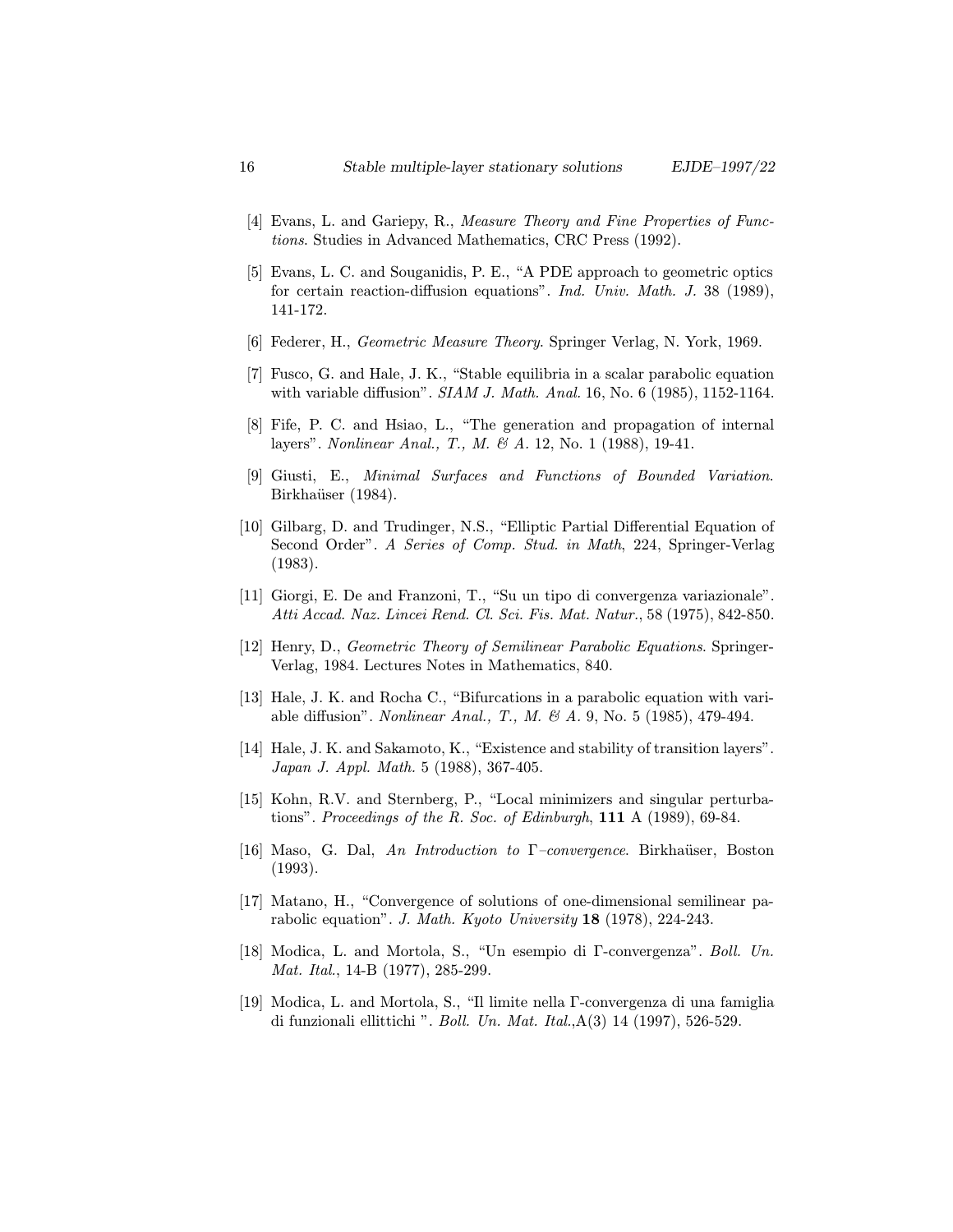[4] Evans, L. and Gariepy, R., *Measure Theory and Fine Properties of Functions*. Studies in Advanced Mathematics, CRC Press (1992).

[5] Evans, L. C. and Souganidis, P. E., "A PDE approach to geometric optics for certain reaction-diffusion equations". *Ind. Univ. Math. J.* 38 (1989), 141-172.

[6] Federer, H., *Geometric Measure Theory*. Springer Verlag, N. York, 1969.

[7] Fusco, G. and Hale, J. K., "Stable equilibria in a scalar parabolic equation with variable diffusion". *SIAM J. Math. Anal.* 16, No. 6 (1985), 1152-1164.

[8] Fife, P. C. and Hsiao, L., "The generation and propagation of internal layers". *Nonlinear Anal., T., M. & A.* 12, No. 1 (1988), 19-41.

[9] Giusti, E., *Minimal Surfaces and Functions of Bounded Variation*. Birkhaüser (1984).

[10] Gilbarg, D. and Trudinger, N.S., "Elliptic Partial Differential Equation of Second Order". *A Series of Comp. Stud. in Math*, 224, Springer-Verlag (1983).

[11] Giorgi, E. De and Franzoni, T., "Su un tipo di convergenza variazionale". *Atti Accad. Naz. Lincei Rend. Cl. Sci. Fis. Mat. Natur.*, 58 (1975), 842-850.

[12] Henry, D., *Geometric Theory of Semilinear Parabolic Equations*. Springer-Verlag, 1984. Lectures Notes in Mathematics, 840.

[13] Hale, J. K. and Rocha C., "Bifurcations in a parabolic equation with variable diffusion". *Nonlinear Anal., T., M. & A.* 9, No. 5 (1985), 479-494.

[14] Hale, J. K. and Sakamoto, K., "Existence and stability of transition layers". *Japan J. Appl. Math.* 5 (1988), 367-405.

[15] Kohn, R.V. and Sternberg, P., "Local minimizers and singular perturbations". *Proceedings of the R. Soc. of Edinburgh*, **111** A (1989), 69-84.

[16] Maso, G. Dal, *An Introduction to Γ–convergence*. Birkhaüser, Boston (1993).

[17] Matano, H., "Convergence of solutions of one-dimensional semilinear parabolic equation". *J. Math. Kyoto University* **18** (1978), 224-243.

[18] Modica, L. and Mortola, S., "Un esempio di Γ-convergenza". *Boll. Un. Mat. Ital.*, 14-B (1977), 285-299.

[19] Modica, L. and Mortola, S., "Il limite nella Γ-convergenza di una famiglia di funzionali ellittichi ". *Boll. Un. Mat. Ital.*,A(3) 14 (1997), 526-529.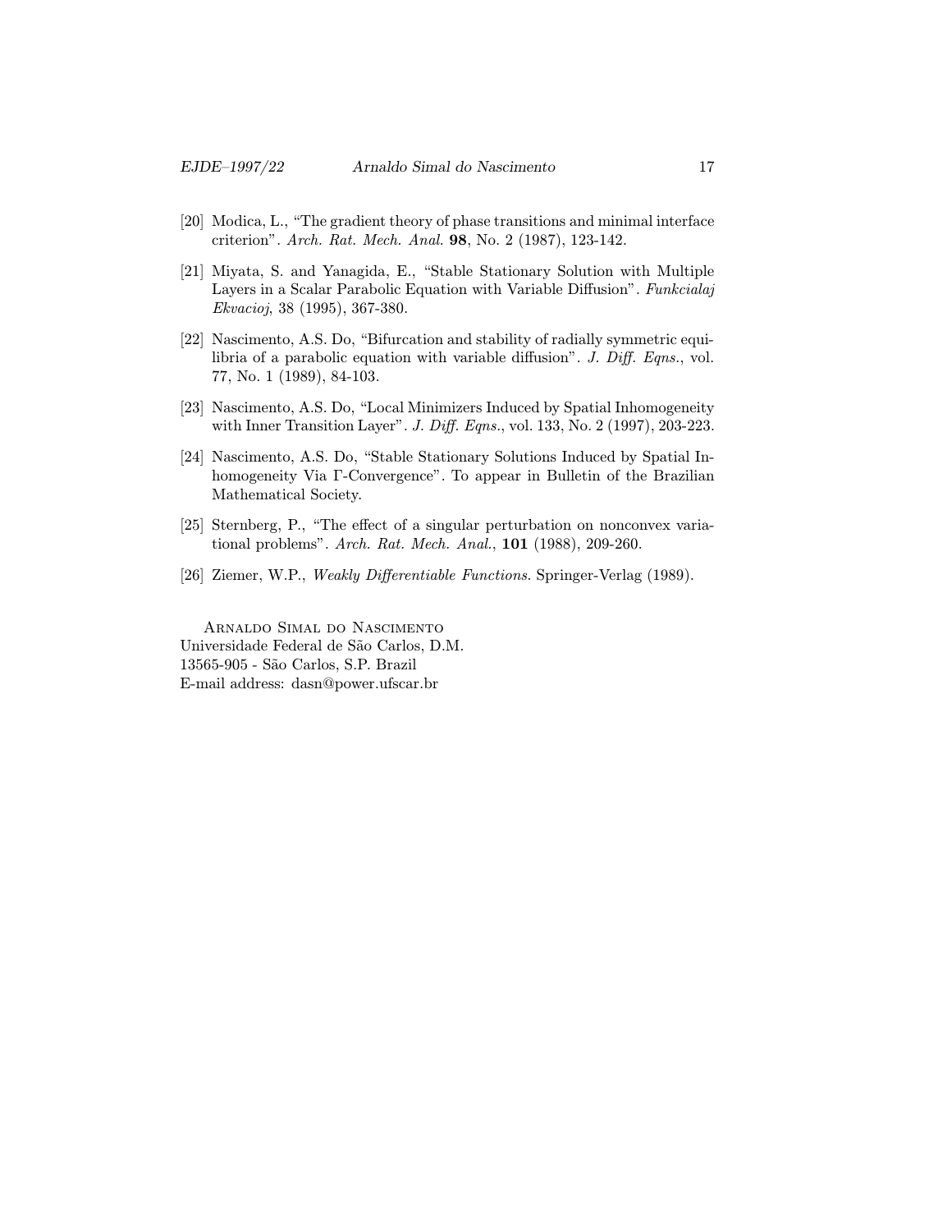[20] Modica, L., "The gradient theory of phase transitions and minimal interface criterion". *Arch. Rat. Mech. Anal.* **98**, No. 2 (1987), 123-142.

[21] Miyata, S. and Yanagida, E., "Stable Stationary Solution with Multiple Layers in a Scalar Parabolic Equation with Variable Diffusion". *Funkcialaj Ekvacioj*, 38 (1995), 367-380.

[22] Nascimento, A.S. Do, "Bifurcation and stability of radially symmetric equilibria of a parabolic equation with variable diffusion". *J. Diff. Eqns.*, vol. 77, No. 1 (1989), 84-103.

[23] Nascimento, A.S. Do, "Local Minimizers Induced by Spatial Inhomogeneity with Inner Transition Layer". *J. Diff. Eqns.*, vol. 133, No. 2 (1997), 203-223.

[24] Nascimento, A.S. Do, "Stable Stationary Solutions Induced by Spatial Inhomogeneity Via $\Gamma$-Convergence". To appear in Bulletin of the Brazilian Mathematical Society.

[25] Sternberg, P., "The effect of a singular perturbation on nonconvex variational problems". *Arch. Rat. Mech. Anal.*, **101** (1988), 209-260.

[26] Ziemer, W.P., *Weakly Differentiable Functions.* Springer-Verlag (1989).

Arnaldo Simal do Nascimento
Universidade Federal de São Carlos, D.M.
13565-905 - São Carlos, S.P. Brazil
E-mail address: dasn@power.ufscar.br